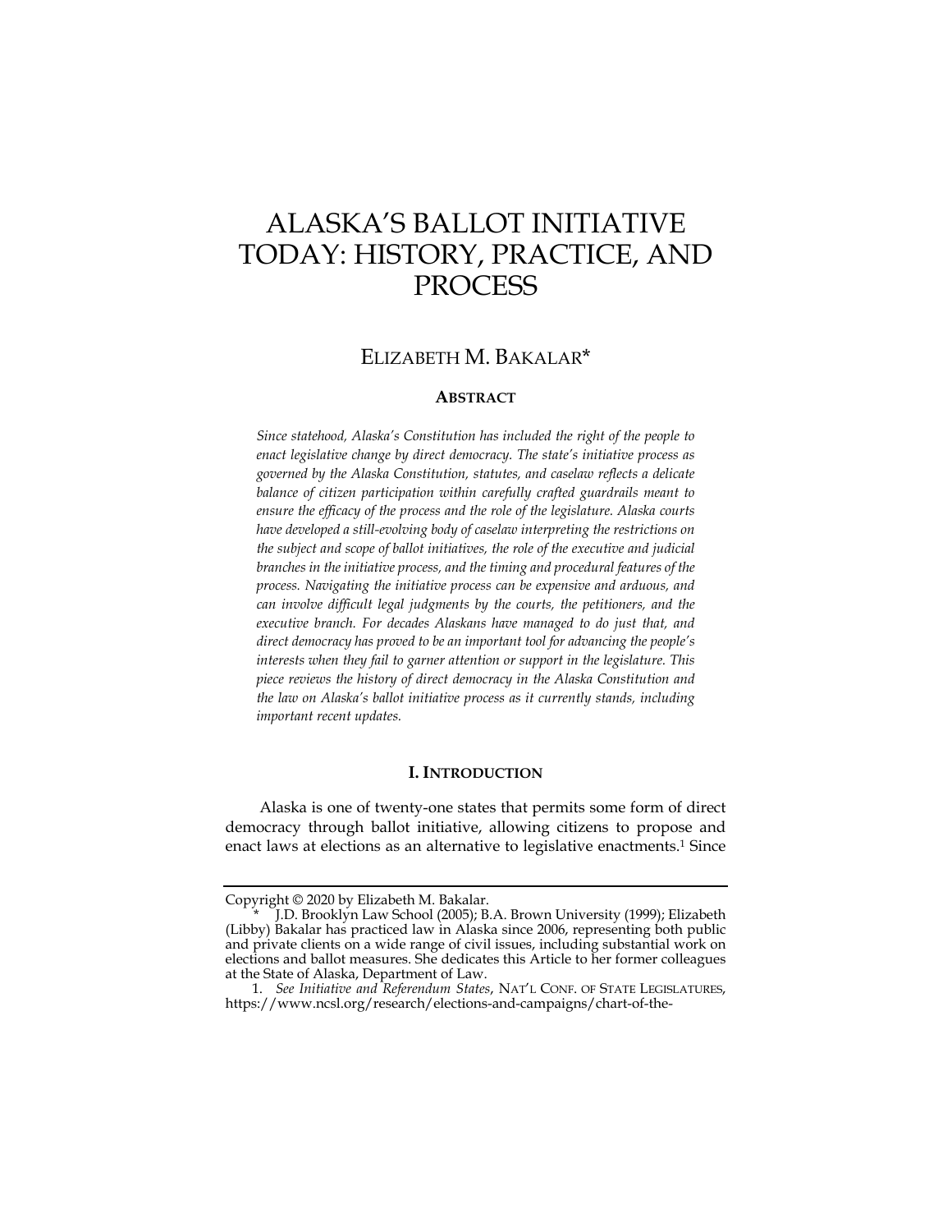# ALASKA'S BALLOT INITIATIVE TODAY: HISTORY, PRACTICE, AND PROCESS

## ELIZABETH M. BAKALAR*

### ABSTRACT

*Since statehood, Alaska's Constitution has included the right of the people to enact legislative change by direct democracy. The state's initiative process as governed by the Alaska Constitution, statutes, and caselaw reflects a delicate balance of citizen participation within carefully crafted guardrails meant to ensure the efficacy of the process and the role of the legislature. Alaska courts have developed a still-evolving body of caselaw interpreting the restrictions on the subject and scope of ballot initiatives, the role of the executive and judicial branches in the initiative process, and the timing and procedural features of the process. Navigating the initiative process can be expensive and arduous, and can involve difficult legal judgments by the courts, the petitioners, and the executive branch. For decades Alaskans have managed to do just that, and direct democracy has proved to be an important tool for advancing the people's interests when they fail to garner attention or support in the legislature. This piece reviews the history of direct democracy in the Alaska Constitution and the law on Alaska's ballot initiative process as it currently stands, including important recent updates.*

### I. INTRODUCTION

Alaska is one of twenty-one states that permits some form of direct democracy through ballot initiative, allowing citizens to propose and enact laws at elections as an alternative to legislative enactments.[1] Since

---

Copyright © 2020 by Elizabeth M. Bakalar.

\* J.D. Brooklyn Law School (2005); B.A. Brown University (1999); Elizabeth (Libby) Bakalar has practiced law in Alaska since 2006, representing both public and private clients on a wide range of civil issues, including substantial work on elections and ballot measures. She dedicates this Article to her former colleagues at the State of Alaska, Department of Law.

1. *See Initiative and Referendum States*, NAT'L CONF. OF STATE LEGISLATURES, https://www.ncsl.org/research/elections-and-campaigns/chart-of-the-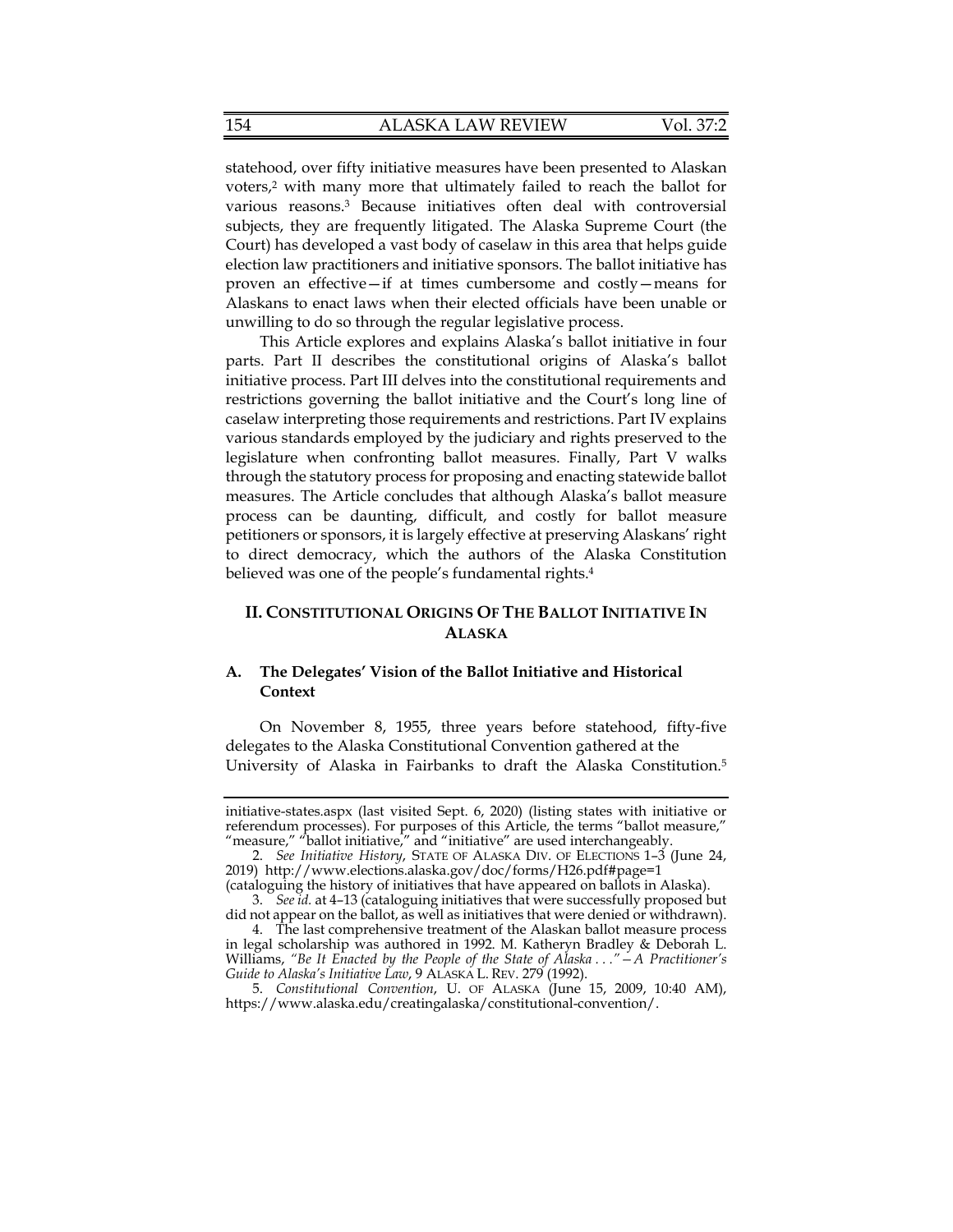statehood, over fifty initiative measures have been presented to Alaskan voters,[2] with many more that ultimately failed to reach the ballot for various reasons.[3] Because initiatives often deal with controversial subjects, they are frequently litigated. The Alaska Supreme Court (the Court) has developed a vast body of caselaw in this area that helps guide election law practitioners and initiative sponsors. The ballot initiative has proven an effective—if at times cumbersome and costly—means for Alaskans to enact laws when their elected officials have been unable or unwilling to do so through the regular legislative process.

This Article explores and explains Alaska's ballot initiative in four parts. Part II describes the constitutional origins of Alaska's ballot initiative process. Part III delves into the constitutional requirements and restrictions governing the ballot initiative and the Court's long line of caselaw interpreting those requirements and restrictions. Part IV explains various standards employed by the judiciary and rights preserved to the legislature when confronting ballot measures. Finally, Part V walks through the statutory process for proposing and enacting statewide ballot measures. The Article concludes that although Alaska's ballot measure process can be daunting, difficult, and costly for ballot measure petitioners or sponsors, it is largely effective at preserving Alaskans' right to direct democracy, which the authors of the Alaska Constitution believed was one of the people's fundamental rights.[4]

## II. CONSTITUTIONAL ORIGINS OF THE BALLOT INITIATIVE IN ALASKA

### A. The Delegates' Vision of the Ballot Initiative and Historical Context

On November 8, 1955, three years before statehood, fifty-five delegates to the Alaska Constitutional Convention gathered at the University of Alaska in Fairbanks to draft the Alaska Constitution.[5]

---

initiative-states.aspx (last visited Sept. 6, 2020) (listing states with initiative or referendum processes). For purposes of this Article, the terms "ballot measure," "measure," "ballot initiative," and "initiative" are used interchangeably.

2. *See Initiative History*, STATE OF ALASKA DIV. OF ELECTIONS 1–3 (June 24, 2019) http://www.elections.alaska.gov/doc/forms/H26.pdf#page=1 (cataloguing the history of initiatives that have appeared on ballots in Alaska).

3. *See id.* at 4–13 (cataloguing initiatives that were successfully proposed but did not appear on the ballot, as well as initiatives that were denied or withdrawn).

4. The last comprehensive treatment of the Alaskan ballot measure process in legal scholarship was authored in 1992. M. Katheryn Bradley & Deborah L. Williams, *"Be It Enacted by the People of the State of Alaska . . ."—A Practitioner's Guide to Alaska's Initiative Law*, 9 ALASKA L. REV. 279 (1992).

5. *Constitutional Convention*, U. OF ALASKA (June 15, 2009, 10:40 AM), https://www.alaska.edu/creatingalaska/constitutional-convention/.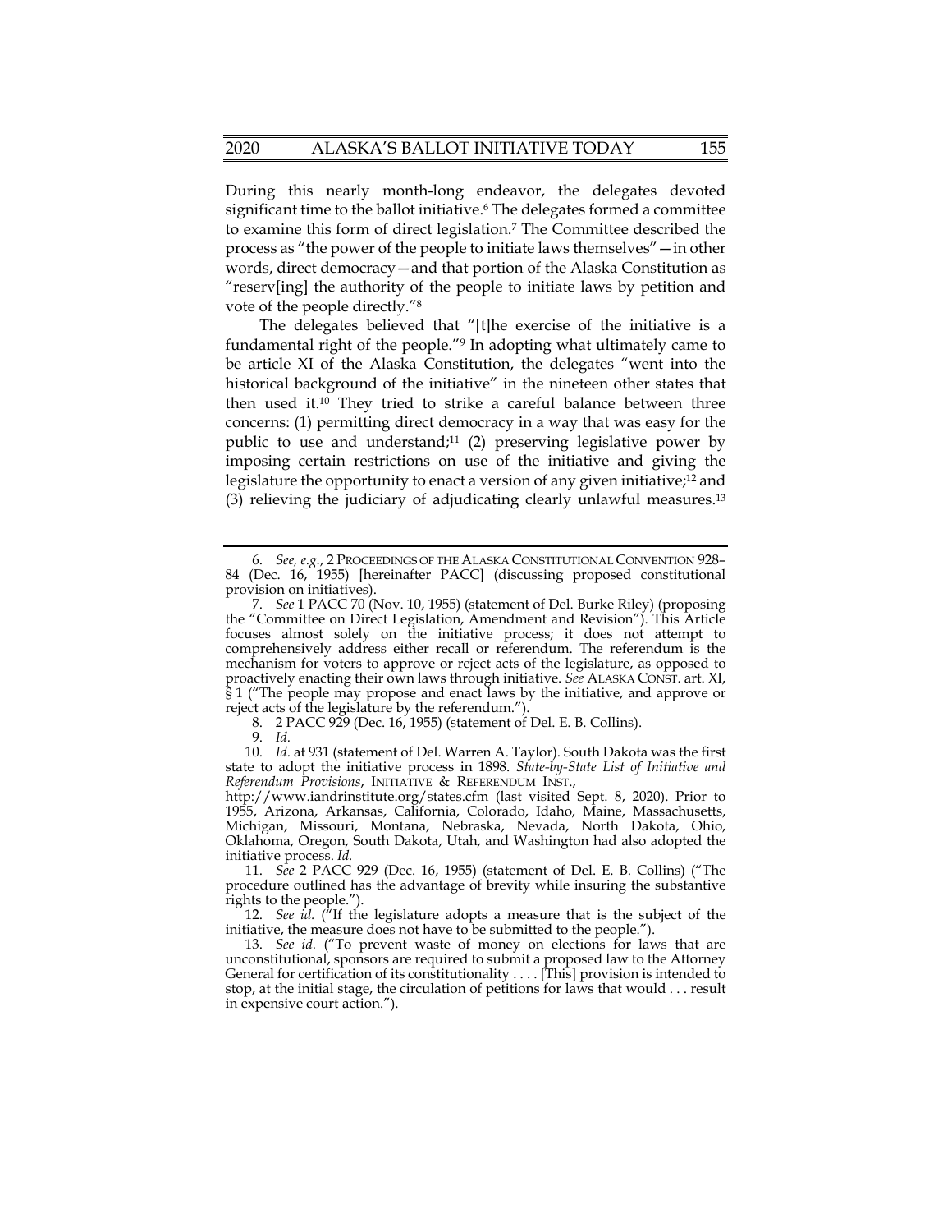During this nearly month-long endeavor, the delegates devoted significant time to the ballot initiative.[6] The delegates formed a committee to examine this form of direct legislation.[7] The Committee described the process as "the power of the people to initiate laws themselves"—in other words, direct democracy—and that portion of the Alaska Constitution as "reserv[ing] the authority of the people to initiate laws by petition and vote of the people directly."[8]

The delegates believed that "[t]he exercise of the initiative is a fundamental right of the people."[9] In adopting what ultimately came to be article XI of the Alaska Constitution, the delegates "went into the historical background of the initiative" in the nineteen other states that then used it.[10] They tried to strike a careful balance between three concerns: (1) permitting direct democracy in a way that was easy for the public to use and understand;[11] (2) preserving legislative power by imposing certain restrictions on use of the initiative and giving the legislature the opportunity to enact a version of any given initiative;[12] and (3) relieving the judiciary of adjudicating clearly unlawful measures.[13]

---

6. *See, e.g.*, 2 PROCEEDINGS OF THE ALASKA CONSTITUTIONAL CONVENTION 928–84 (Dec. 16, 1955) [hereinafter PACC] (discussing proposed constitutional provision on initiatives).

7. *See* 1 PACC 70 (Nov. 10, 1955) (statement of Del. Burke Riley) (proposing the "Committee on Direct Legislation, Amendment and Revision"). This Article focuses almost solely on the initiative process; it does not attempt to comprehensively address either recall or referendum. The referendum is the mechanism for voters to approve or reject acts of the legislature, as opposed to proactively enacting their own laws through initiative. *See* ALASKA CONST. art. XI, § 1 ("The people may propose and enact laws by the initiative, and approve or reject acts of the legislature by the referendum.").

8. 2 PACC 929 (Dec. 16, 1955) (statement of Del. E. B. Collins).

9. *Id.*

10. *Id.* at 931 (statement of Del. Warren A. Taylor). South Dakota was the first state to adopt the initiative process in 1898. *State-by-State List of Initiative and Referendum Provisions*, INITIATIVE & REFERENDUM INST., http://www.iandrinstitute.org/states.cfm (last visited Sept. 8, 2020). Prior to 1955, Arizona, Arkansas, California, Colorado, Idaho, Maine, Massachusetts, Michigan, Missouri, Montana, Nebraska, Nevada, North Dakota, Ohio, Oklahoma, Oregon, South Dakota, Utah, and Washington had also adopted the initiative process. *Id.*

11. *See* 2 PACC 929 (Dec. 16, 1955) (statement of Del. E. B. Collins) ("The procedure outlined has the advantage of brevity while insuring the substantive rights to the people.").

12. *See id.* ("If the legislature adopts a measure that is the subject of the initiative, the measure does not have to be submitted to the people.").

13. *See id.* ("To prevent waste of money on elections for laws that are unconstitutional, sponsors are required to submit a proposed law to the Attorney General for certification of its constitutionality . . . . [This] provision is intended to stop, at the initial stage, the circulation of petitions for laws that would . . . result in expensive court action.").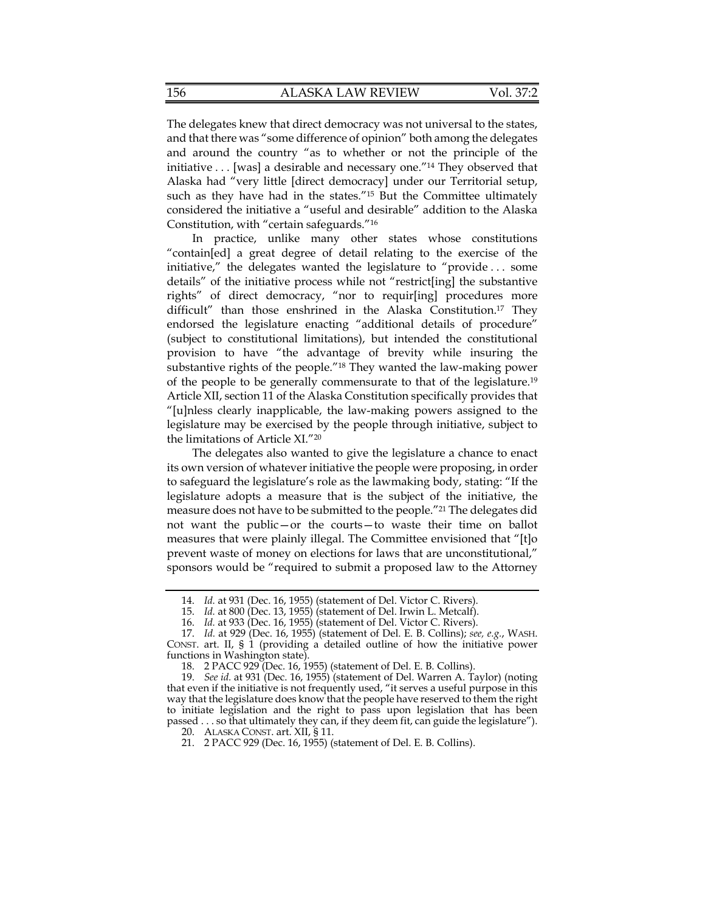The delegates knew that direct democracy was not universal to the states, and that there was "some difference of opinion" both among the delegates and around the country "as to whether or not the principle of the initiative . . . [was] a desirable and necessary one."[14] They observed that Alaska had "very little [direct democracy] under our Territorial setup, such as they have had in the states."[15] But the Committee ultimately considered the initiative a "useful and desirable" addition to the Alaska Constitution, with "certain safeguards."[16]

In practice, unlike many other states whose constitutions "contain[ed] a great degree of detail relating to the exercise of the initiative," the delegates wanted the legislature to "provide . . . some details" of the initiative process while not "restrict[ing] the substantive rights" of direct democracy, "nor to requir[ing] procedures more difficult" than those enshrined in the Alaska Constitution.[17] They endorsed the legislature enacting "additional details of procedure" (subject to constitutional limitations), but intended the constitutional provision to have "the advantage of brevity while insuring the substantive rights of the people."[18] They wanted the law-making power of the people to be generally commensurate to that of the legislature.[19] Article XII, section 11 of the Alaska Constitution specifically provides that "[u]nless clearly inapplicable, the law-making powers assigned to the legislature may be exercised by the people through initiative, subject to the limitations of Article XI."[20]

The delegates also wanted to give the legislature a chance to enact its own version of whatever initiative the people were proposing, in order to safeguard the legislature's role as the lawmaking body, stating: "If the legislature adopts a measure that is the subject of the initiative, the measure does not have to be submitted to the people."[21] The delegates did not want the public—or the courts—to waste their time on ballot measures that were plainly illegal. The Committee envisioned that "[t]o prevent waste of money on elections for laws that are unconstitutional," sponsors would be "required to submit a proposed law to the Attorney

---

14. *Id.* at 931 (Dec. 16, 1955) (statement of Del. Victor C. Rivers).

15. *Id.* at 800 (Dec. 13, 1955) (statement of Del. Irwin L. Metcalf).

16. *Id.* at 933 (Dec. 16, 1955) (statement of Del. Victor C. Rivers).

17. *Id.* at 929 (Dec. 16, 1955) (statement of Del. E. B. Collins); *see, e.g.*, WASH. CONST. art. II, § 1 (providing a detailed outline of how the initiative power functions in Washington state).

18. 2 PACC 929 (Dec. 16, 1955) (statement of Del. E. B. Collins).

19. *See id.* at 931 (Dec. 16, 1955) (statement of Del. Warren A. Taylor) (noting that even if the initiative is not frequently used, "it serves a useful purpose in this way that the legislature does know that the people have reserved to them the right to initiate legislation and the right to pass upon legislation that has been passed . . . so that ultimately they can, if they deem fit, can guide the legislature").

20. ALASKA CONST. art. XII, § 11.

21. 2 PACC 929 (Dec. 16, 1955) (statement of Del. E. B. Collins).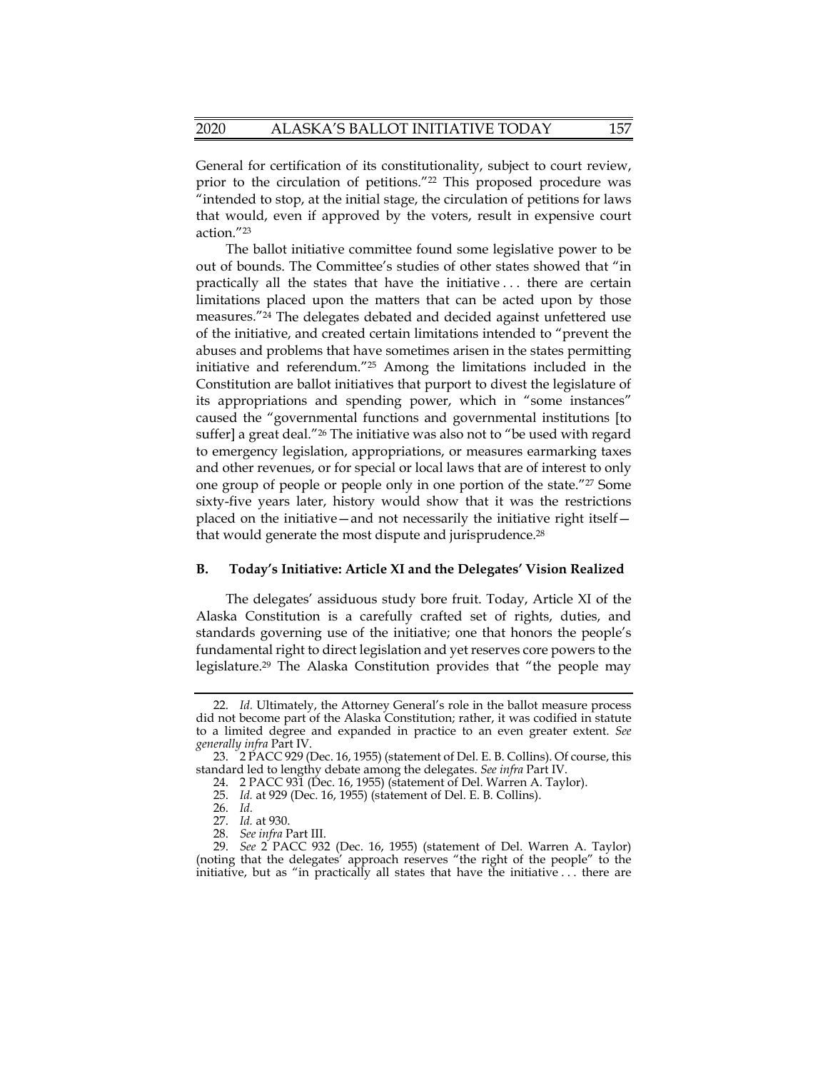General for certification of its constitutionality, subject to court review, prior to the circulation of petitions."[22] This proposed procedure was "intended to stop, at the initial stage, the circulation of petitions for laws that would, even if approved by the voters, result in expensive court action."[23]

The ballot initiative committee found some legislative power to be out of bounds. The Committee's studies of other states showed that "in practically all the states that have the initiative . . . there are certain limitations placed upon the matters that can be acted upon by those measures."[24] The delegates debated and decided against unfettered use of the initiative, and created certain limitations intended to "prevent the abuses and problems that have sometimes arisen in the states permitting initiative and referendum."[25] Among the limitations included in the Constitution are ballot initiatives that purport to divest the legislature of its appropriations and spending power, which in "some instances" caused the "governmental functions and governmental institutions [to suffer] a great deal."[26] The initiative was also not to "be used with regard to emergency legislation, appropriations, or measures earmarking taxes and other revenues, or for special or local laws that are of interest to only one group of people or people only in one portion of the state."[27] Some sixty-five years later, history would show that it was the restrictions placed on the initiative—and not necessarily the initiative right itself—that would generate the most dispute and jurisprudence.[28]

### B. Today's Initiative: Article XI and the Delegates' Vision Realized

The delegates' assiduous study bore fruit. Today, Article XI of the Alaska Constitution is a carefully crafted set of rights, duties, and standards governing use of the initiative; one that honors the people's fundamental right to direct legislation and yet reserves core powers to the legislature.[29] The Alaska Constitution provides that "the people may

---

22. *Id.* Ultimately, the Attorney General's role in the ballot measure process did not become part of the Alaska Constitution; rather, it was codified in statute to a limited degree and expanded in practice to an even greater extent. *See generally infra* Part IV.

23. 2 PACC 929 (Dec. 16, 1955) (statement of Del. E. B. Collins). Of course, this standard led to lengthy debate among the delegates. *See infra* Part IV.

24. 2 PACC 931 (Dec. 16, 1955) (statement of Del. Warren A. Taylor).

25. *Id.* at 929 (Dec. 16, 1955) (statement of Del. E. B. Collins).

26. *Id.*

27. *Id.* at 930.

28. *See infra* Part III.

29. *See* 2 PACC 932 (Dec. 16, 1955) (statement of Del. Warren A. Taylor) (noting that the delegates' approach reserves "the right of the people" to the initiative, but as "in practically all states that have the initiative . . . there are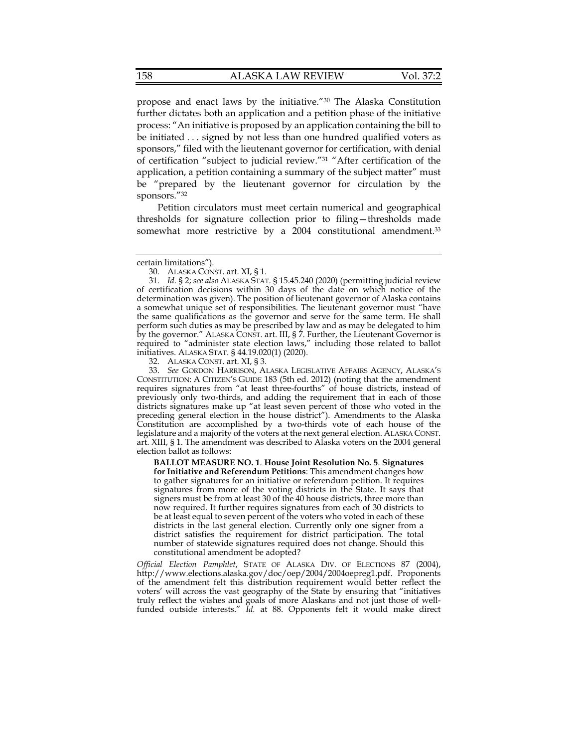propose and enact laws by the initiative."[30] The Alaska Constitution further dictates both an application and a petition phase of the initiative process: "An initiative is proposed by an application containing the bill to be initiated . . . signed by not less than one hundred qualified voters as sponsors," filed with the lieutenant governor for certification, with denial of certification "subject to judicial review."[31] "After certification of the application, a petition containing a summary of the subject matter" must be "prepared by the lieutenant governor for circulation by the sponsors."[32]

Petition circulators must meet certain numerical and geographical thresholds for signature collection prior to filing—thresholds made somewhat more restrictive by a 2004 constitutional amendment.[33]

---

certain limitations").

30. ALASKA CONST. art. XI, § 1.

31. *Id.* § 2; *see also* ALASKA STAT. § 15.45.240 (2020) (permitting judicial review of certification decisions within 30 days of the date on which notice of the determination was given). The position of lieutenant governor of Alaska contains a somewhat unique set of responsibilities. The lieutenant governor must "have the same qualifications as the governor and serve for the same term. He shall perform such duties as may be prescribed by law and as may be delegated to him by the governor." ALASKA CONST. art. III, § 7. Further, the Lieutenant Governor is required to "administer state election laws," including those related to ballot initiatives. ALASKA STAT. § 44.19.020(1) (2020).

32. ALASKA CONST. art. XI, § 3.

33. *See* GORDON HARRISON, ALASKA LEGISLATIVE AFFAIRS AGENCY, ALASKA'S CONSTITUTION: A CITIZEN'S GUIDE 183 (5th ed. 2012) (noting that the amendment requires signatures from "at least three-fourths" of house districts, instead of previously only two-thirds, and adding the requirement that in each of those districts signatures make up "at least seven percent of those who voted in the preceding general election in the house district"). Amendments to the Alaska Constitution are accomplished by a two-thirds vote of each house of the legislature and a majority of the voters at the next general election. ALASKA CONST. art. XIII, § 1. The amendment was described to Alaska voters on the 2004 general election ballot as follows:

> **BALLOT MEASURE NO. 1**. **House Joint Resolution No. 5**. **Signatures for Initiative and Referendum Petitions**: This amendment changes how to gather signatures for an initiative or referendum petition. It requires signatures from more of the voting districts in the State. It says that signers must be from at least 30 of the 40 house districts, three more than now required. It further requires signatures from each of 30 districts to be at least equal to seven percent of the voters who voted in each of these districts in the last general election. Currently only one signer from a district satisfies the requirement for district participation. The total number of statewide signatures required does not change. Should this constitutional amendment be adopted?

*Official Election Pamphlet*, STATE OF ALASKA DIV. OF ELECTIONS 87 (2004), http://www.elections.alaska.gov/doc/oep/2004/2004oepreg1.pdf. Proponents of the amendment felt this distribution requirement would better reflect the voters' will across the vast geography of the State by ensuring that "initiatives truly reflect the wishes and goals of more Alaskans and not just those of well-funded outside interests." *Id.* at 88. Opponents felt it would make direct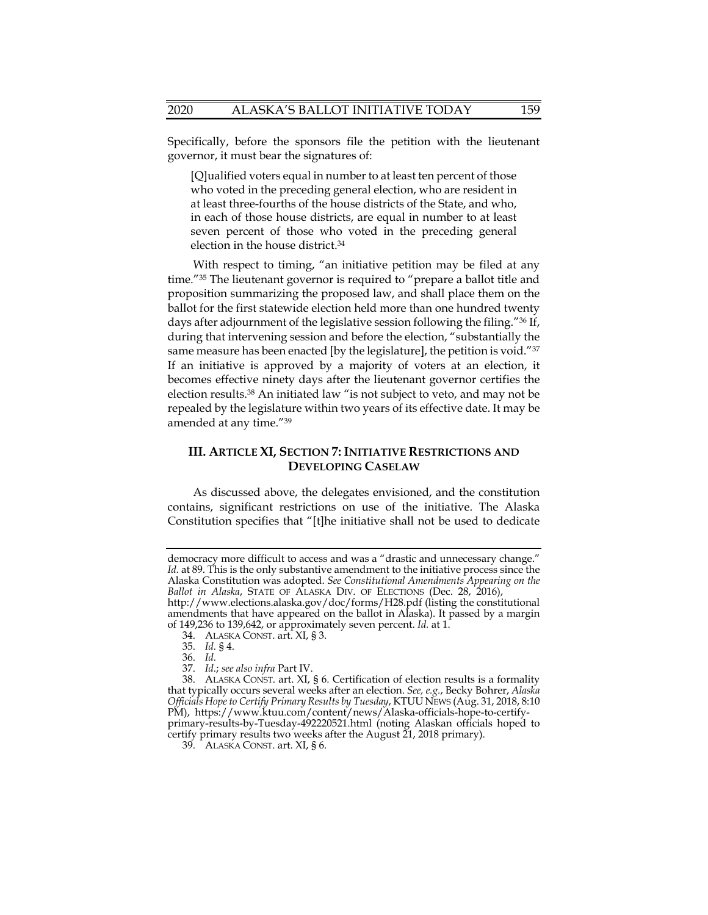Specifically, before the sponsors file the petition with the lieutenant governor, it must bear the signatures of:

> [Q]ualified voters equal in number to at least ten percent of those who voted in the preceding general election, who are resident in at least three-fourths of the house districts of the State, and who, in each of those house districts, are equal in number to at least seven percent of those who voted in the preceding general election in the house district.[34]

With respect to timing, "an initiative petition may be filed at any time."[35] The lieutenant governor is required to "prepare a ballot title and proposition summarizing the proposed law, and shall place them on the ballot for the first statewide election held more than one hundred twenty days after adjournment of the legislative session following the filing."[36] If, during that intervening session and before the election, "substantially the same measure has been enacted [by the legislature], the petition is void."[37] If an initiative is approved by a majority of voters at an election, it becomes effective ninety days after the lieutenant governor certifies the election results.[38] An initiated law "is not subject to veto, and may not be repealed by the legislature within two years of its effective date. It may be amended at any time."[39]

## III. ARTICLE XI, SECTION 7: INITIATIVE RESTRICTIONS AND DEVELOPING CASELAW

As discussed above, the delegates envisioned, and the constitution contains, significant restrictions on use of the initiative. The Alaska Constitution specifies that "[t]he initiative shall not be used to dedicate

---

democracy more difficult to access and was a "drastic and unnecessary change." *Id.* at 89. This is the only substantive amendment to the initiative process since the Alaska Constitution was adopted. *See Constitutional Amendments Appearing on the Ballot in Alaska*, STATE OF ALASKA DIV. OF ELECTIONS (Dec. 28, 2016), http://www.elections.alaska.gov/doc/forms/H28.pdf (listing the constitutional amendments that have appeared on the ballot in Alaska). It passed by a margin of 149,236 to 139,642, or approximately seven percent. *Id.* at 1.

34. ALASKA CONST. art. XI, § 3.

35. *Id.* § 4.

36. *Id.*

37. *Id.*; *see also infra* Part IV.

38. ALASKA CONST. art. XI, § 6. Certification of election results is a formality that typically occurs several weeks after an election. *See, e.g.*, Becky Bohrer, *Alaska Officials Hope to Certify Primary Results by Tuesday*, KTUU NEWS (Aug. 31, 2018, 8:10 PM), https://www.ktuu.com/content/news/Alaska-officials-hope-to-certify-primary-results-by-Tuesday-492220521.html (noting Alaskan officials hoped to certify primary results two weeks after the August 21, 2018 primary).

39. ALASKA CONST. art. XI, § 6.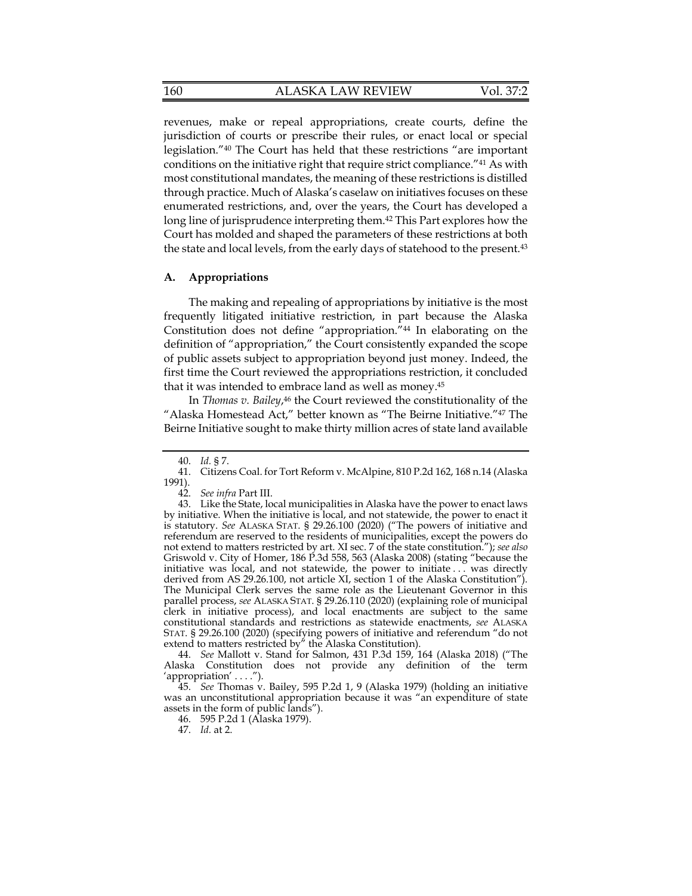revenues, make or repeal appropriations, create courts, define the jurisdiction of courts or prescribe their rules, or enact local or special legislation."[40] The Court has held that these restrictions "are important conditions on the initiative right that require strict compliance."[41] As with most constitutional mandates, the meaning of these restrictions is distilled through practice. Much of Alaska's caselaw on initiatives focuses on these enumerated restrictions, and, over the years, the Court has developed a long line of jurisprudence interpreting them.[42] This Part explores how the Court has molded and shaped the parameters of these restrictions at both the state and local levels, from the early days of statehood to the present.[43]

### A. Appropriations

The making and repealing of appropriations by initiative is the most frequently litigated initiative restriction, in part because the Alaska Constitution does not define "appropriation."[44] In elaborating on the definition of "appropriation," the Court consistently expanded the scope of public assets subject to appropriation beyond just money. Indeed, the first time the Court reviewed the appropriations restriction, it concluded that it was intended to embrace land as well as money.[45]

In *Thomas v. Bailey*,[46] the Court reviewed the constitutionality of the "Alaska Homestead Act," better known as "The Beirne Initiative."[47] The Beirne Initiative sought to make thirty million acres of state land available

---

40. *Id.* § 7.

41. Citizens Coal. for Tort Reform v. McAlpine, 810 P.2d 162, 168 n.14 (Alaska 1991).

42. *See infra* Part III.

43. Like the State, local municipalities in Alaska have the power to enact laws by initiative. When the initiative is local, and not statewide, the power to enact it is statutory. *See* ALASKA STAT. § 29.26.100 (2020) ("The powers of initiative and referendum are reserved to the residents of municipalities, except the powers do not extend to matters restricted by art. XI sec. 7 of the state constitution."); *see also* Griswold v. City of Homer, 186 P.3d 558, 563 (Alaska 2008) (stating "because the initiative was local, and not statewide, the power to initiate . . . was directly derived from AS 29.26.100, not article XI, section 1 of the Alaska Constitution"). The Municipal Clerk serves the same role as the Lieutenant Governor in this parallel process, *see* ALASKA STAT. § 29.26.110 (2020) (explaining role of municipal clerk in initiative process), and local enactments are subject to the same constitutional standards and restrictions as statewide enactments, *see* ALASKA STAT. § 29.26.100 (2020) (specifying powers of initiative and referendum "do not extend to matters restricted by" the Alaska Constitution).

44. *See* Mallott v. Stand for Salmon, 431 P.3d 159, 164 (Alaska 2018) ("The Alaska Constitution does not provide any definition of the term 'appropriation' . . . .").

45. *See* Thomas v. Bailey, 595 P.2d 1, 9 (Alaska 1979) (holding an initiative was an unconstitutional appropriation because it was "an expenditure of state assets in the form of public lands").

46. 595 P.2d 1 (Alaska 1979).

47. *Id.* at 2.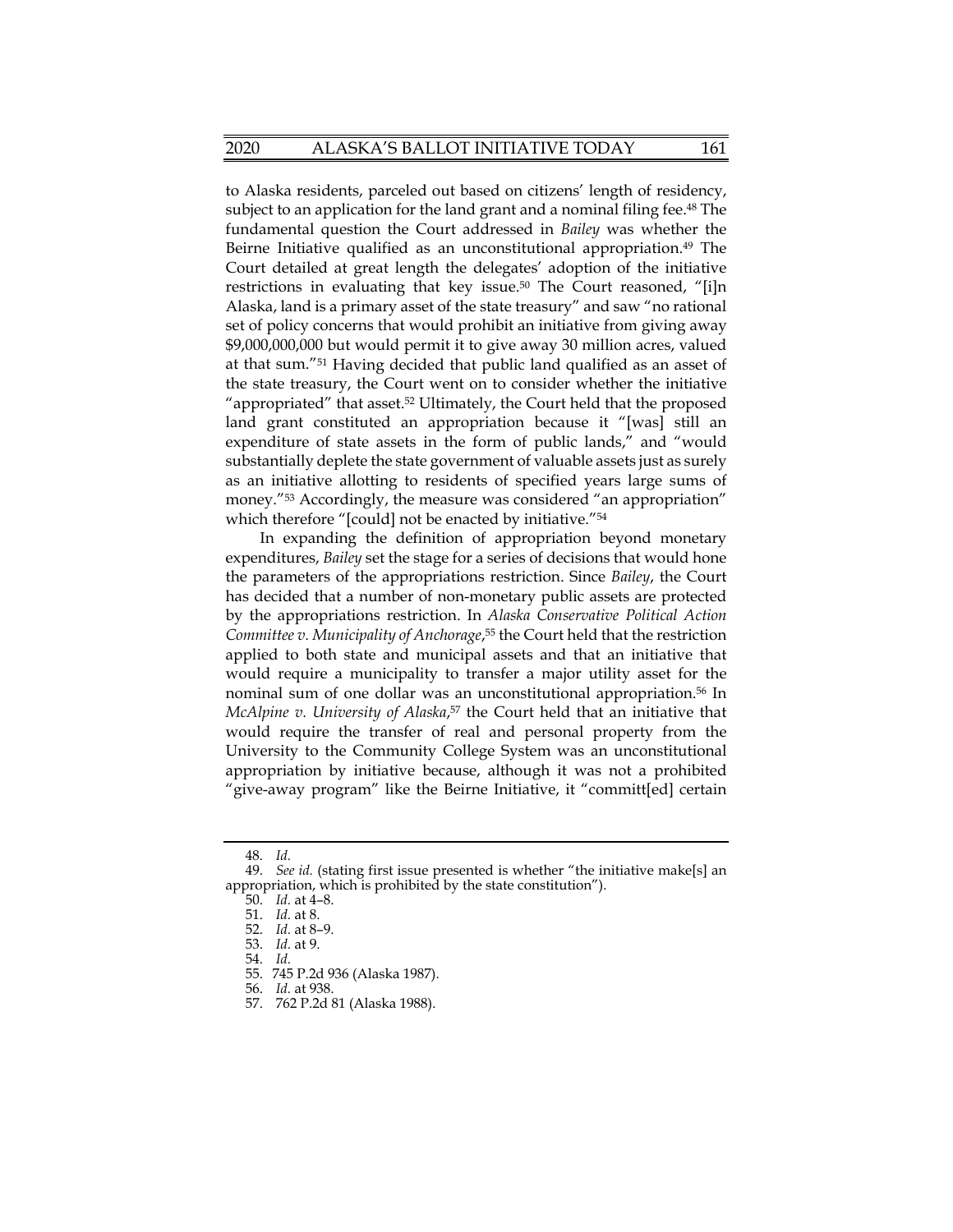to Alaska residents, parceled out based on citizens' length of residency, subject to an application for the land grant and a nominal filing fee.[48] The fundamental question the Court addressed in *Bailey* was whether the Beirne Initiative qualified as an unconstitutional appropriation.[49] The Court detailed at great length the delegates' adoption of the initiative restrictions in evaluating that key issue.[50] The Court reasoned, "[i]n Alaska, land is a primary asset of the state treasury" and saw "no rational set of policy concerns that would prohibit an initiative from giving away $9,000,000,000 but would permit it to give away 30 million acres, valued at that sum."[51] Having decided that public land qualified as an asset of the state treasury, the Court went on to consider whether the initiative "appropriated" that asset.[52] Ultimately, the Court held that the proposed land grant constituted an appropriation because it "[was] still an expenditure of state assets in the form of public lands," and "would substantially deplete the state government of valuable assets just as surely as an initiative allotting to residents of specified years large sums of money."[53] Accordingly, the measure was considered "an appropriation" which therefore "[could] not be enacted by initiative."[54]

In expanding the definition of appropriation beyond monetary expenditures, *Bailey* set the stage for a series of decisions that would hone the parameters of the appropriations restriction. Since *Bailey*, the Court has decided that a number of non-monetary public assets are protected by the appropriations restriction. In *Alaska Conservative Political Action Committee v. Municipality of Anchorage*,[55] the Court held that the restriction applied to both state and municipal assets and that an initiative that would require a municipality to transfer a major utility asset for the nominal sum of one dollar was an unconstitutional appropriation.[56] In *McAlpine v. University of Alaska*,[57] the Court held that an initiative that would require the transfer of real and personal property from the University to the Community College System was an unconstitutional appropriation by initiative because, although it was not a prohibited "give-away program" like the Beirne Initiative, it "committ[ed] certain

---

48. *Id.*

49. *See id.* (stating first issue presented is whether "the initiative make[s] an appropriation, which is prohibited by the state constitution").

50. *Id.* at 4–8.

51. *Id.* at 8.

52. *Id.* at 8–9.

53. *Id.* at 9.

54. *Id.*

55. 745 P.2d 936 (Alaska 1987).

56. *Id.* at 938.

57. 762 P.2d 81 (Alaska 1988).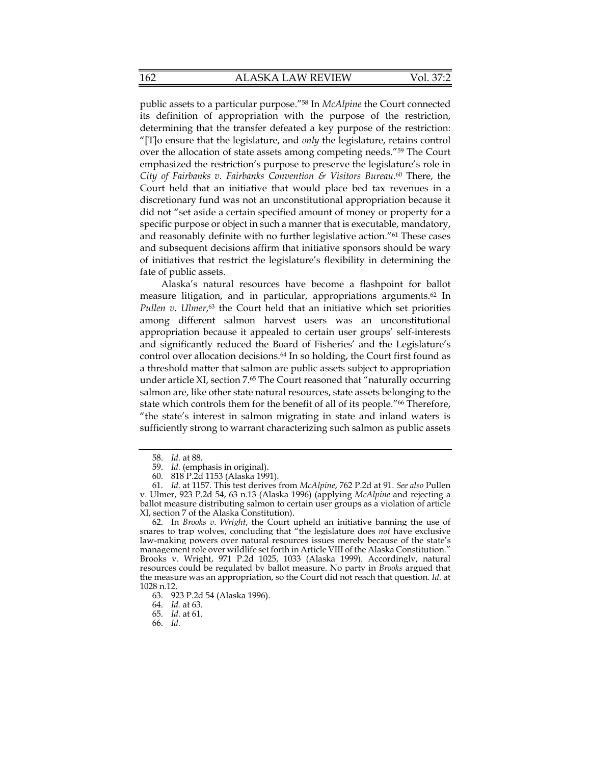public assets to a particular purpose."[58] In *McAlpine* the Court connected its definition of appropriation with the purpose of the restriction, determining that the transfer defeated a key purpose of the restriction: "[T]o ensure that the legislature, and *only* the legislature, retains control over the allocation of state assets among competing needs."[59] The Court emphasized the restriction's purpose to preserve the legislature's role in *City of Fairbanks v. Fairbanks Convention & Visitors Bureau*.[60] There, the Court held that an initiative that would place bed tax revenues in a discretionary fund was not an unconstitutional appropriation because it did not "set aside a certain specified amount of money or property for a specific purpose or object in such a manner that is executable, mandatory, and reasonably definite with no further legislative action."[61] These cases and subsequent decisions affirm that initiative sponsors should be wary of initiatives that restrict the legislature's flexibility in determining the fate of public assets.

Alaska's natural resources have become a flashpoint for ballot measure litigation, and in particular, appropriations arguments.[62] In *Pullen v. Ulmer*,[63] the Court held that an initiative which set priorities among different salmon harvest users was an unconstitutional appropriation because it appealed to certain user groups' self-interests and significantly reduced the Board of Fisheries' and the Legislature's control over allocation decisions.[64] In so holding, the Court first found as a threshold matter that salmon are public assets subject to appropriation under article XI, section 7.[65] The Court reasoned that "naturally occurring salmon are, like other state natural resources, state assets belonging to the state which controls them for the benefit of all of its people."[66] Therefore, "the state's interest in salmon migrating in state and inland waters is sufficiently strong to warrant characterizing such salmon as public assets

---

58. *Id.* at 88.

59. *Id.* (emphasis in original).

60. 818 P.2d 1153 (Alaska 1991).

61. *Id.* at 1157. This test derives from *McAlpine*, 762 P.2d at 91. *See also* Pullen v. Ulmer, 923 P.2d 54, 63 n.13 (Alaska 1996) (applying *McAlpine* and rejecting a ballot measure distributing salmon to certain user groups as a violation of article XI, section 7 of the Alaska Constitution).

62. In *Brooks v. Wright*, the Court upheld an initiative banning the use of snares to trap wolves, concluding that "the legislature does *not* have exclusive law-making powers over natural resources issues merely because of the state's management role over wildlife set forth in Article VIII of the Alaska Constitution." Brooks v. Wright, 971 P.2d 1025, 1033 (Alaska 1999). Accordingly, natural resources could be regulated by ballot measure. No party in *Brooks* argued that the measure was an appropriation, so the Court did not reach that question. *Id.* at 1028 n.12.

63. 923 P.2d 54 (Alaska 1996).

64. *Id.* at 63.

65. *Id.* at 61.

66. *Id.*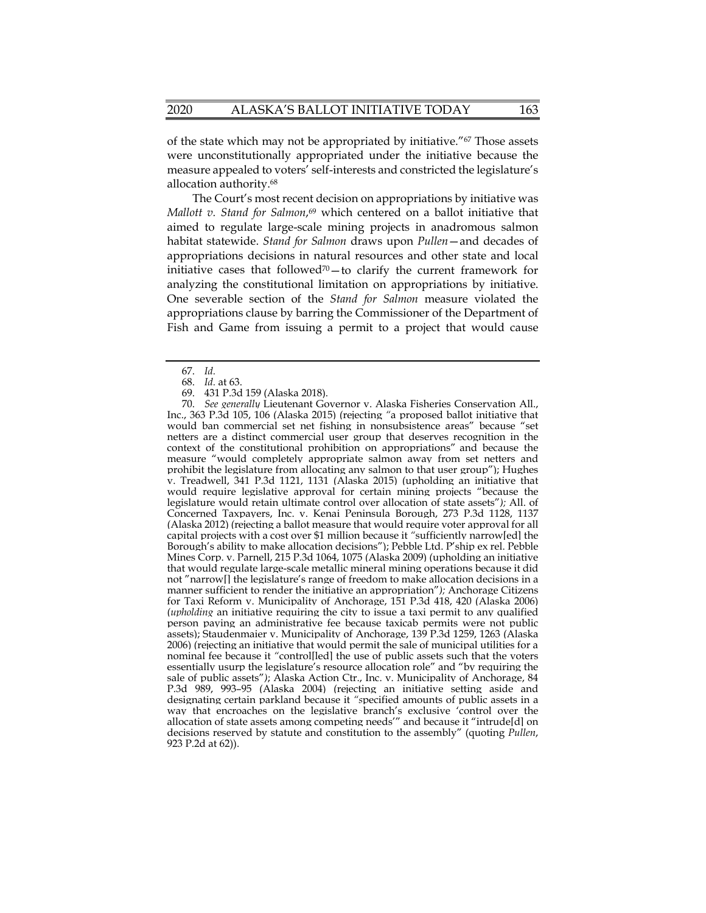of the state which may not be appropriated by initiative."[67] Those assets were unconstitutionally appropriated under the initiative because the measure appealed to voters' self-interests and constricted the legislature's allocation authority.[68]

The Court's most recent decision on appropriations by initiative was *Mallott v. Stand for Salmon*,[69] which centered on a ballot initiative that aimed to regulate large-scale mining projects in anadromous salmon habitat statewide. *Stand for Salmon* draws upon *Pullen*—and decades of appropriations decisions in natural resources and other state and local initiative cases that followed[70]—to clarify the current framework for analyzing the constitutional limitation on appropriations by initiative. One severable section of the *Stand for Salmon* measure violated the appropriations clause by barring the Commissioner of the Department of Fish and Game from issuing a permit to a project that would cause

---

67. *Id.*

68. *Id.* at 63.

69. 431 P.3d 159 (Alaska 2018).

70. *See generally* Lieutenant Governor v. Alaska Fisheries Conservation All., Inc., 363 P.3d 105, 106 (Alaska 2015) (rejecting "a proposed ballot initiative that would ban commercial set net fishing in nonsubsistence areas" because "set netters are a distinct commercial user group that deserves recognition in the context of the constitutional prohibition on appropriations" and because the measure "would completely appropriate salmon away from set netters and prohibit the legislature from allocating any salmon to that user group"); Hughes v. Treadwell, 341 P.3d 1121, 1131 (Alaska 2015) (upholding an initiative that would require legislative approval for certain mining projects "because the legislature would retain ultimate control over allocation of state assets"); All. of Concerned Taxpayers, Inc. v. Kenai Peninsula Borough, 273 P.3d 1128, 1137 (Alaska 2012) (rejecting a ballot measure that would require voter approval for all capital projects with a cost over $1 million because it "sufficiently narrow[ed] the Borough's ability to make allocation decisions"); Pebble Ltd. P'ship ex rel. Pebble Mines Corp. v. Parnell, 215 P.3d 1064, 1075 (Alaska 2009) (upholding an initiative that would regulate large-scale metallic mineral mining operations because it did not "narrow[] the legislature's range of freedom to make allocation decisions in a manner sufficient to render the initiative an appropriation"); Anchorage Citizens for Taxi Reform v. Municipality of Anchorage, 151 P.3d 418, 420 (Alaska 2006) (*upholding* an initiative requiring the city to issue a taxi permit to any qualified person paying an administrative fee because taxicab permits were not public assets); Staudenmaier v. Municipality of Anchorage, 139 P.3d 1259, 1263 (Alaska 2006) (rejecting an initiative that would permit the sale of municipal utilities for a nominal fee because it "control[led] the use of public assets such that the voters essentially usurp the legislature's resource allocation role" and "by requiring the sale of public assets"); Alaska Action Ctr., Inc. v. Municipality of Anchorage, 84 P.3d 989, 993–95 (Alaska 2004) (rejecting an initiative setting aside and designating certain parkland because it "specified amounts of public assets in a way that encroaches on the legislative branch's exclusive 'control over the allocation of state assets among competing needs'" and because it "intrude[d] on decisions reserved by statute and constitution to the assembly" (quoting *Pullen*, 923 P.2d at 62)).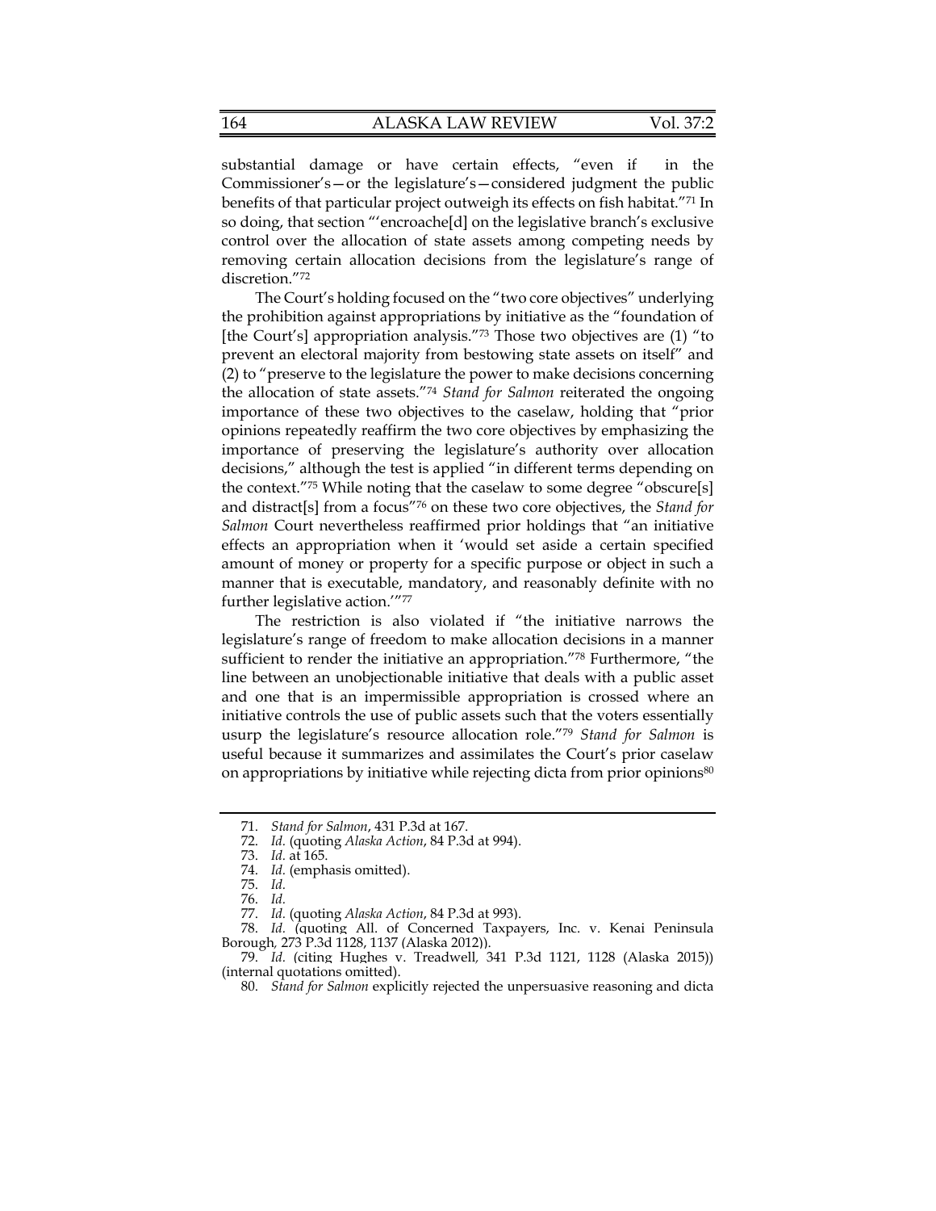substantial damage or have certain effects, "even if in the Commissioner's—or the legislature's—considered judgment the public benefits of that particular project outweigh its effects on fish habitat."[71] In so doing, that section "'encroache[d] on the legislative branch's exclusive control over the allocation of state assets among competing needs by removing certain allocation decisions from the legislature's range of discretion."[72]

The Court's holding focused on the "two core objectives" underlying the prohibition against appropriations by initiative as the "foundation of [the Court's] appropriation analysis."[73] Those two objectives are (1) "to prevent an electoral majority from bestowing state assets on itself" and (2) to "preserve to the legislature the power to make decisions concerning the allocation of state assets."[74] *Stand for Salmon* reiterated the ongoing importance of these two objectives to the caselaw, holding that "prior opinions repeatedly reaffirm the two core objectives by emphasizing the importance of preserving the legislature's authority over allocation decisions," although the test is applied "in different terms depending on the context."[75] While noting that the caselaw to some degree "obscure[s] and distract[s] from a focus"[76] on these two core objectives, the *Stand for Salmon* Court nevertheless reaffirmed prior holdings that "an initiative effects an appropriation when it 'would set aside a certain specified amount of money or property for a specific purpose or object in such a manner that is executable, mandatory, and reasonably definite with no further legislative action.'"[77]

The restriction is also violated if "the initiative narrows the legislature's range of freedom to make allocation decisions in a manner sufficient to render the initiative an appropriation."[78] Furthermore, "the line between an unobjectionable initiative that deals with a public asset and one that is an impermissible appropriation is crossed where an initiative controls the use of public assets such that the voters essentially usurp the legislature's resource allocation role."[79] *Stand for Salmon* is useful because it summarizes and assimilates the Court's prior caselaw on appropriations by initiative while rejecting dicta from prior opinions[80]

---

71. *Stand for Salmon*, 431 P.3d at 167.

72. *Id.* (quoting *Alaska Action*, 84 P.3d at 994).

73. *Id.* at 165.

74. *Id.* (emphasis omitted).

75. *Id.*

76. *Id.*

77. *Id.* (quoting *Alaska Action*, 84 P.3d at 993).

78. *Id.* (quoting All. of Concerned Taxpayers, Inc. v. Kenai Peninsula Borough, 273 P.3d 1128, 1137 (Alaska 2012)).

79. *Id.* (citing Hughes v. Treadwell, 341 P.3d 1121, 1128 (Alaska 2015)) (internal quotations omitted).

80. *Stand for Salmon* explicitly rejected the unpersuasive reasoning and dicta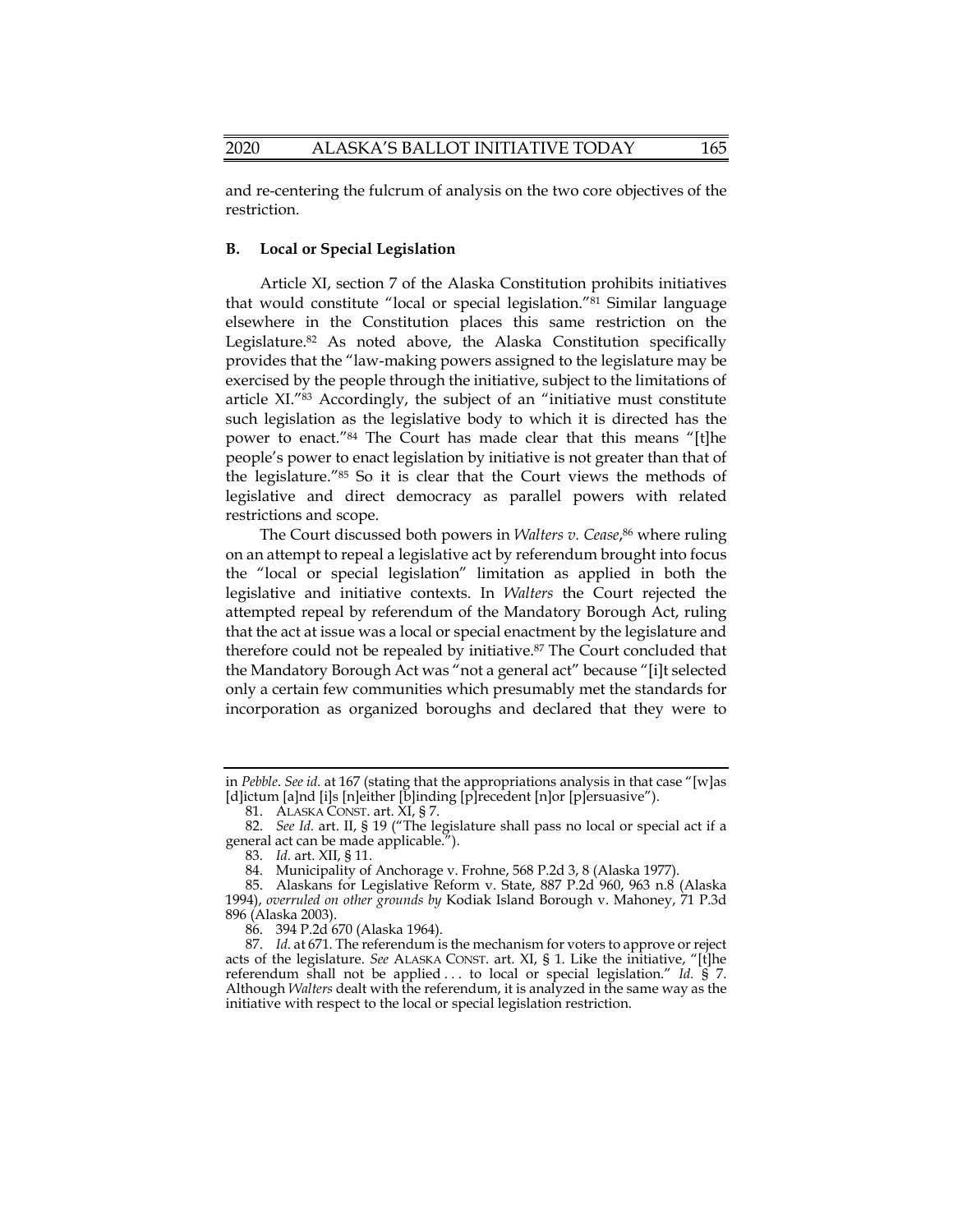and re-centering the fulcrum of analysis on the two core objectives of the restriction.

### B. Local or Special Legislation

Article XI, section 7 of the Alaska Constitution prohibits initiatives that would constitute "local or special legislation."[81] Similar language elsewhere in the Constitution places this same restriction on the Legislature.[82] As noted above, the Alaska Constitution specifically provides that the "law-making powers assigned to the legislature may be exercised by the people through the initiative, subject to the limitations of article XI."[83] Accordingly, the subject of an "initiative must constitute such legislation as the legislative body to which it is directed has the power to enact."[84] The Court has made clear that this means "[t]he people's power to enact legislation by initiative is not greater than that of the legislature."[85] So it is clear that the Court views the methods of legislative and direct democracy as parallel powers with related restrictions and scope.

The Court discussed both powers in *Walters v. Cease*,[86] where ruling on an attempt to repeal a legislative act by referendum brought into focus the "local or special legislation" limitation as applied in both the legislative and initiative contexts. In *Walters* the Court rejected the attempted repeal by referendum of the Mandatory Borough Act, ruling that the act at issue was a local or special enactment by the legislature and therefore could not be repealed by initiative.[87] The Court concluded that the Mandatory Borough Act was "not a general act" because "[i]t selected only a certain few communities which presumably met the standards for incorporation as organized boroughs and declared that they were to

---

in *Pebble*. *See id.* at 167 (stating that the appropriations analysis in that case "[w]as [d]ictum [a]nd [i]s [n]either [b]inding [p]recedent [n]or [p]ersuasive").

81. ALASKA CONST. art. XI, § 7.

82. *See Id.* art. II, § 19 ("The legislature shall pass no local or special act if a general act can be made applicable.").

83. *Id.* art. XII, § 11.

84. Municipality of Anchorage v. Frohne, 568 P.2d 3, 8 (Alaska 1977).

85. Alaskans for Legislative Reform v. State, 887 P.2d 960, 963 n.8 (Alaska 1994), *overruled on other grounds by* Kodiak Island Borough v. Mahoney, 71 P.3d 896 (Alaska 2003).

86. 394 P.2d 670 (Alaska 1964).

87. *Id.* at 671. The referendum is the mechanism for voters to approve or reject acts of the legislature. *See* ALASKA CONST. art. XI, § 1. Like the initiative, "[t]he referendum shall not be applied . . . to local or special legislation." *Id.* § 7. Although *Walters* dealt with the referendum, it is analyzed in the same way as the initiative with respect to the local or special legislation restriction.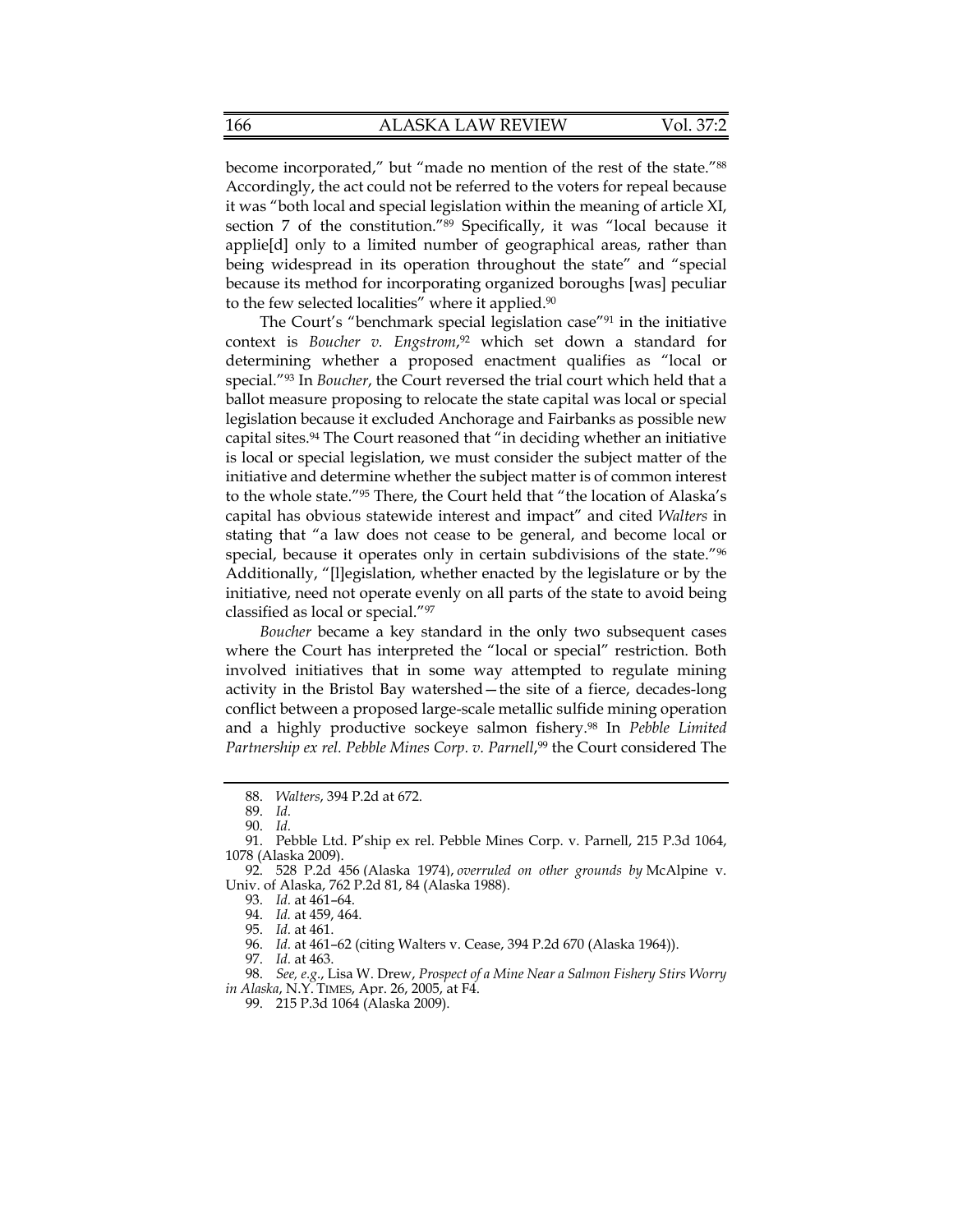become incorporated," but "made no mention of the rest of the state."[88] Accordingly, the act could not be referred to the voters for repeal because it was "both local and special legislation within the meaning of article XI, section 7 of the constitution."[89] Specifically, it was "local because it applie[d] only to a limited number of geographical areas, rather than being widespread in its operation throughout the state" and "special because its method for incorporating organized boroughs [was] peculiar to the few selected localities" where it applied.[90]

The Court's "benchmark special legislation case"[91] in the initiative context is *Boucher v. Engstrom*,[92] which set down a standard for determining whether a proposed enactment qualifies as "local or special."[93] In *Boucher*, the Court reversed the trial court which held that a ballot measure proposing to relocate the state capital was local or special legislation because it excluded Anchorage and Fairbanks as possible new capital sites.[94] The Court reasoned that "in deciding whether an initiative is local or special legislation, we must consider the subject matter of the initiative and determine whether the subject matter is of common interest to the whole state."[95] There, the Court held that "the location of Alaska's capital has obvious statewide interest and impact" and cited *Walters* in stating that "a law does not cease to be general, and become local or special, because it operates only in certain subdivisions of the state."[96] Additionally, "[l]egislation, whether enacted by the legislature or by the initiative, need not operate evenly on all parts of the state to avoid being classified as local or special."[97]

*Boucher* became a key standard in the only two subsequent cases where the Court has interpreted the "local or special" restriction. Both involved initiatives that in some way attempted to regulate mining activity in the Bristol Bay watershed—the site of a fierce, decades-long conflict between a proposed large-scale metallic sulfide mining operation and a highly productive sockeye salmon fishery.[98] In *Pebble Limited Partnership ex rel. Pebble Mines Corp. v. Parnell*,[99] the Court considered The

---

88. *Walters*, 394 P.2d at 672.

89. *Id.*

90. *Id.*

91. Pebble Ltd. P'ship ex rel. Pebble Mines Corp. v. Parnell, 215 P.3d 1064, 1078 (Alaska 2009).

92. 528 P.2d 456 (Alaska 1974), *overruled on other grounds by* McAlpine v. Univ. of Alaska, 762 P.2d 81, 84 (Alaska 1988).

93. *Id.* at 461–64.

94. *Id.* at 459, 464.

95. *Id.* at 461.

96. *Id.* at 461–62 (citing Walters v. Cease, 394 P.2d 670 (Alaska 1964)).

97. *Id.* at 463.

98. *See, e.g.*, Lisa W. Drew, *Prospect of a Mine Near a Salmon Fishery Stirs Worry in Alaska*, N.Y. TIMES, Apr. 26, 2005, at F4.

99. 215 P.3d 1064 (Alaska 2009).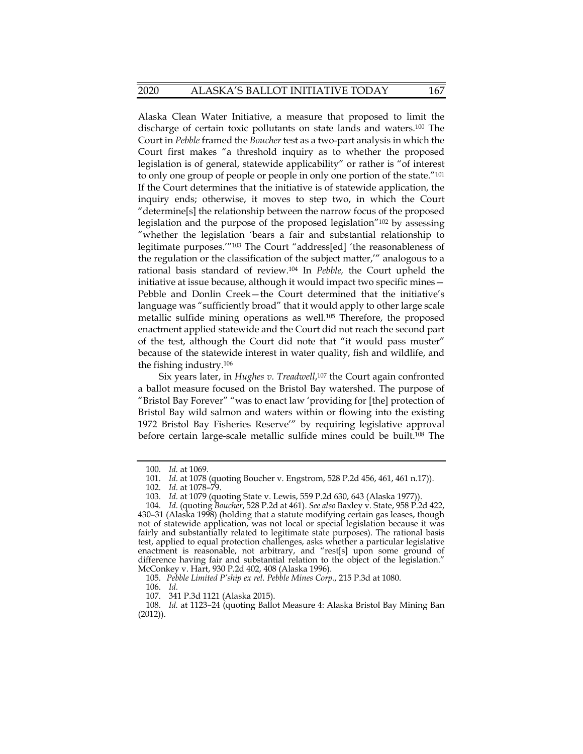Alaska Clean Water Initiative, a measure that proposed to limit the discharge of certain toxic pollutants on state lands and waters.[100] The Court in *Pebble* framed the *Boucher* test as a two-part analysis in which the Court first makes "a threshold inquiry as to whether the proposed legislation is of general, statewide applicability" or rather is "of interest to only one group of people or people in only one portion of the state."[101] If the Court determines that the initiative is of statewide application, the inquiry ends; otherwise, it moves to step two, in which the Court "determine[s] the relationship between the narrow focus of the proposed legislation and the purpose of the proposed legislation"[102] by assessing "whether the legislation 'bears a fair and substantial relationship to legitimate purposes.'"[103] The Court "address[ed] 'the reasonableness of the regulation or the classification of the subject matter,'" analogous to a rational basis standard of review.[104] In *Pebble,* the Court upheld the initiative at issue because, although it would impact two specific mines—Pebble and Donlin Creek—the Court determined that the initiative's language was "sufficiently broad" that it would apply to other large scale metallic sulfide mining operations as well.[105] Therefore, the proposed enactment applied statewide and the Court did not reach the second part of the test, although the Court did note that "it would pass muster" because of the statewide interest in water quality, fish and wildlife, and the fishing industry.[106]

Six years later, in *Hughes v. Treadwell*,[107] the Court again confronted a ballot measure focused on the Bristol Bay watershed. The purpose of "Bristol Bay Forever" "was to enact law 'providing for [the] protection of Bristol Bay wild salmon and waters within or flowing into the existing 1972 Bristol Bay Fisheries Reserve'" by requiring legislative approval before certain large-scale metallic sulfide mines could be built.[108] The

---

100. *Id.* at 1069.

101. *Id.* at 1078 (quoting Boucher v. Engstrom, 528 P.2d 456, 461, 461 n.17)).

102. *Id.* at 1078–79.

103. *Id.* at 1079 (quoting State v. Lewis, 559 P.2d 630, 643 (Alaska 1977)).

104. *Id.* (quoting *Boucher*, 528 P.2d at 461). *See also* Baxley v. State, 958 P.2d 422, 430–31 (Alaska 1998) (holding that a statute modifying certain gas leases, though not of statewide application, was not local or special legislation because it was fairly and substantially related to legitimate state purposes). The rational basis test, applied to equal protection challenges, asks whether a particular legislative enactment is reasonable, not arbitrary, and "rest[s] upon some ground of difference having fair and substantial relation to the object of the legislation." McConkey v. Hart, 930 P.2d 402, 408 (Alaska 1996).

105. *Pebble Limited P'ship ex rel. Pebble Mines Corp.*, 215 P.3d at 1080.

106. *Id.*

107. 341 P.3d 1121 (Alaska 2015).

108. *Id.* at 1123–24 (quoting Ballot Measure 4: Alaska Bristol Bay Mining Ban (2012)).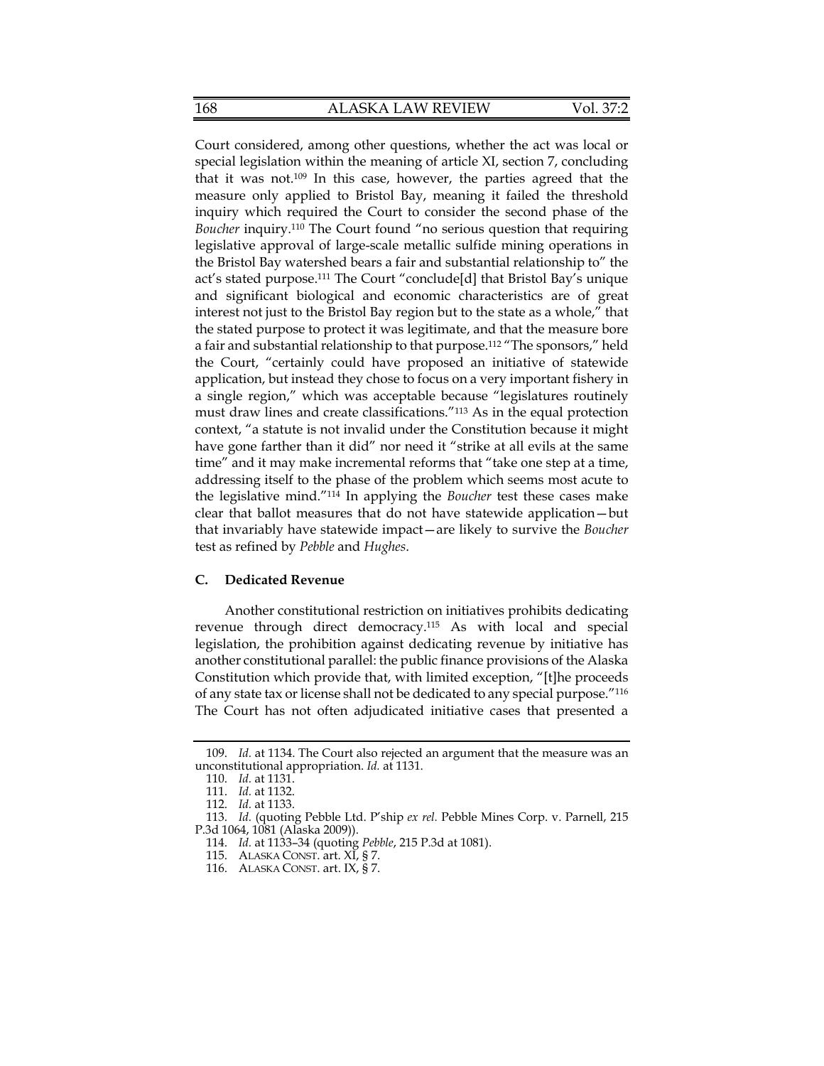Court considered, among other questions, whether the act was local or special legislation within the meaning of article XI, section 7, concluding that it was not.[109] In this case, however, the parties agreed that the measure only applied to Bristol Bay, meaning it failed the threshold inquiry which required the Court to consider the second phase of the *Boucher* inquiry.[110] The Court found "no serious question that requiring legislative approval of large-scale metallic sulfide mining operations in the Bristol Bay watershed bears a fair and substantial relationship to" the act's stated purpose.[111] The Court "conclude[d] that Bristol Bay's unique and significant biological and economic characteristics are of great interest not just to the Bristol Bay region but to the state as a whole," that the stated purpose to protect it was legitimate, and that the measure bore a fair and substantial relationship to that purpose.[112] "The sponsors," held the Court, "certainly could have proposed an initiative of statewide application, but instead they chose to focus on a very important fishery in a single region," which was acceptable because "legislatures routinely must draw lines and create classifications."[113] As in the equal protection context, "a statute is not invalid under the Constitution because it might have gone farther than it did" nor need it "strike at all evils at the same time" and it may make incremental reforms that "take one step at a time, addressing itself to the phase of the problem which seems most acute to the legislative mind."[114] In applying the *Boucher* test these cases make clear that ballot measures that do not have statewide application—but that invariably have statewide impact—are likely to survive the *Boucher* test as refined by *Pebble* and *Hughes*.

### C. Dedicated Revenue

Another constitutional restriction on initiatives prohibits dedicating revenue through direct democracy.[115] As with local and special legislation, the prohibition against dedicating revenue by initiative has another constitutional parallel: the public finance provisions of the Alaska Constitution which provide that, with limited exception, "[t]he proceeds of any state tax or license shall not be dedicated to any special purpose."[116] The Court has not often adjudicated initiative cases that presented a

---

109. *Id.* at 1134. The Court also rejected an argument that the measure was an unconstitutional appropriation. *Id.* at 1131.

110. *Id.* at 1131.

111. *Id.* at 1132.

112. *Id.* at 1133.

113. *Id.* (quoting Pebble Ltd. P'ship *ex rel.* Pebble Mines Corp. v. Parnell, 215 P.3d 1064, 1081 (Alaska 2009)).

114. *Id.* at 1133–34 (quoting *Pebble*, 215 P.3d at 1081).

115. ALASKA CONST. art. XI, § 7.

116. ALASKA CONST. art. IX, § 7.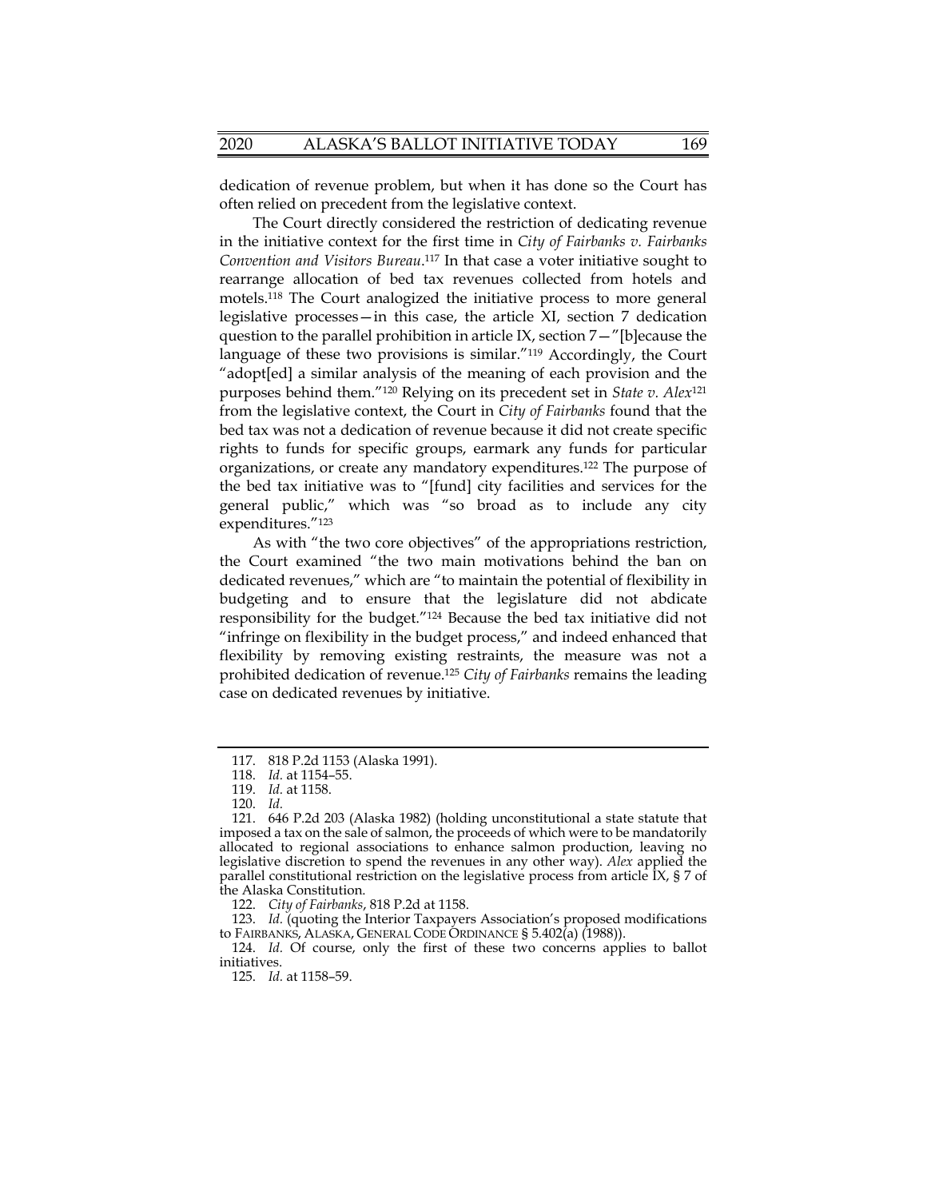dedication of revenue problem, but when it has done so the Court has often relied on precedent from the legislative context.

The Court directly considered the restriction of dedicating revenue in the initiative context for the first time in *City of Fairbanks v. Fairbanks Convention and Visitors Bureau*.[117] In that case a voter initiative sought to rearrange allocation of bed tax revenues collected from hotels and motels.[118] The Court analogized the initiative process to more general legislative processes—in this case, the article XI, section 7 dedication question to the parallel prohibition in article IX, section 7—"[b]ecause the language of these two provisions is similar."[119] Accordingly, the Court "adopt[ed] a similar analysis of the meaning of each provision and the purposes behind them."[120] Relying on its precedent set in *State v. Alex*[121] from the legislative context, the Court in *City of Fairbanks* found that the bed tax was not a dedication of revenue because it did not create specific rights to funds for specific groups, earmark any funds for particular organizations, or create any mandatory expenditures.[122] The purpose of the bed tax initiative was to "[fund] city facilities and services for the general public," which was "so broad as to include any city expenditures."[123]

As with "the two core objectives" of the appropriations restriction, the Court examined "the two main motivations behind the ban on dedicated revenues," which are "to maintain the potential of flexibility in budgeting and to ensure that the legislature did not abdicate responsibility for the budget."[124] Because the bed tax initiative did not "infringe on flexibility in the budget process," and indeed enhanced that flexibility by removing existing restraints, the measure was not a prohibited dedication of revenue.[125] *City of Fairbanks* remains the leading case on dedicated revenues by initiative.

---

117. 818 P.2d 1153 (Alaska 1991).

118. *Id.* at 1154–55.

119. *Id.* at 1158.

120. *Id.*

121. 646 P.2d 203 (Alaska 1982) (holding unconstitutional a state statute that imposed a tax on the sale of salmon, the proceeds of which were to be mandatorily allocated to regional associations to enhance salmon production, leaving no legislative discretion to spend the revenues in any other way). *Alex* applied the parallel constitutional restriction on the legislative process from article IX, § 7 of the Alaska Constitution.

122. *City of Fairbanks*, 818 P.2d at 1158.

123. *Id.* (quoting the Interior Taxpayers Association's proposed modifications to FAIRBANKS, ALASKA, GENERAL CODE ORDINANCE § 5.402(a) (1988)).

124. *Id.* Of course, only the first of these two concerns applies to ballot initiatives.

125. *Id.* at 1158–59.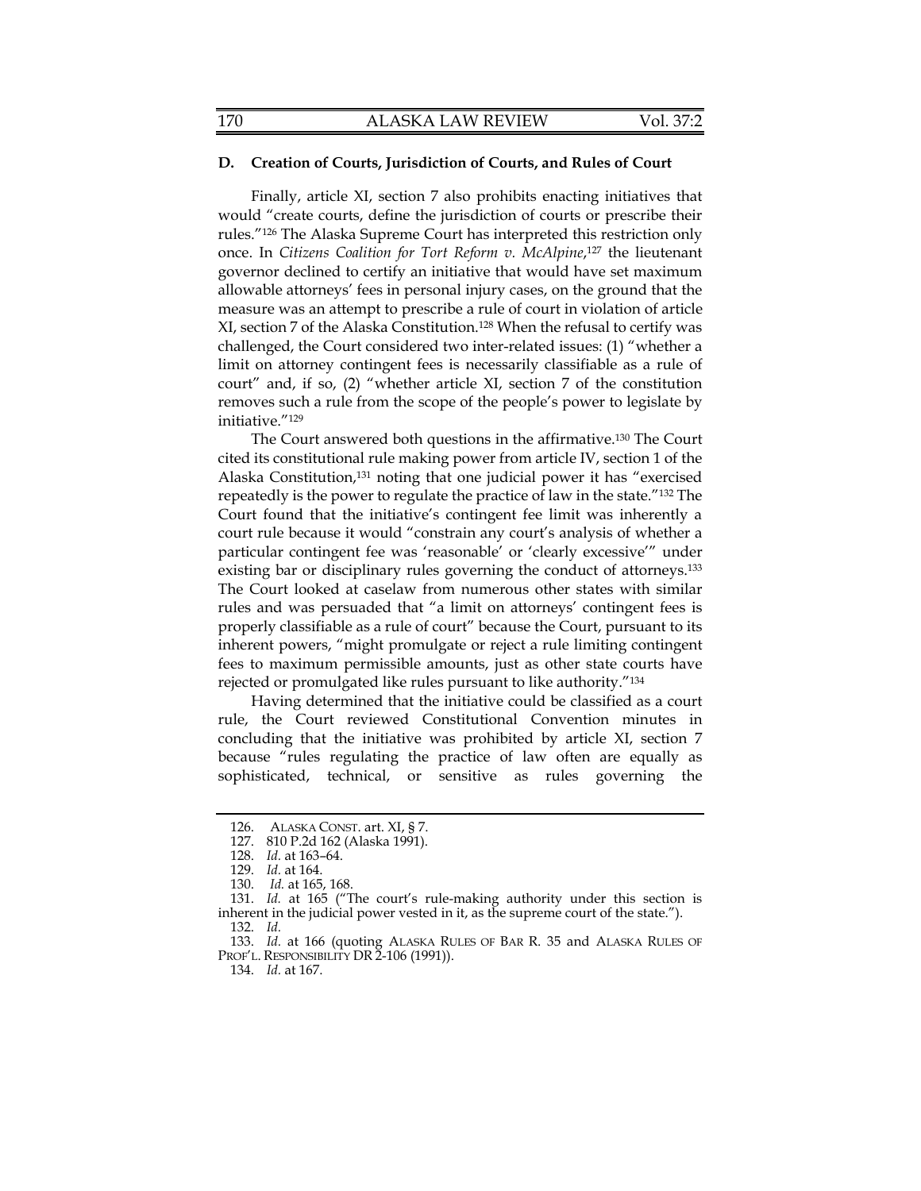### D. Creation of Courts, Jurisdiction of Courts, and Rules of Court

Finally, article XI, section 7 also prohibits enacting initiatives that would "create courts, define the jurisdiction of courts or prescribe their rules."[126] The Alaska Supreme Court has interpreted this restriction only once. In *Citizens Coalition for Tort Reform v. McAlpine*,[127] the lieutenant governor declined to certify an initiative that would have set maximum allowable attorneys' fees in personal injury cases, on the ground that the measure was an attempt to prescribe a rule of court in violation of article XI, section 7 of the Alaska Constitution.[128] When the refusal to certify was challenged, the Court considered two inter-related issues: (1) "whether a limit on attorney contingent fees is necessarily classifiable as a rule of court" and, if so, (2) "whether article XI, section 7 of the constitution removes such a rule from the scope of the people's power to legislate by initiative."[129]

The Court answered both questions in the affirmative.[130] The Court cited its constitutional rule making power from article IV, section 1 of the Alaska Constitution,[131] noting that one judicial power it has "exercised repeatedly is the power to regulate the practice of law in the state."[132] The Court found that the initiative's contingent fee limit was inherently a court rule because it would "constrain any court's analysis of whether a particular contingent fee was 'reasonable' or 'clearly excessive'" under existing bar or disciplinary rules governing the conduct of attorneys.[133] The Court looked at caselaw from numerous other states with similar rules and was persuaded that "a limit on attorneys' contingent fees is properly classifiable as a rule of court" because the Court, pursuant to its inherent powers, "might promulgate or reject a rule limiting contingent fees to maximum permissible amounts, just as other state courts have rejected or promulgated like rules pursuant to like authority."[134]

Having determined that the initiative could be classified as a court rule, the Court reviewed Constitutional Convention minutes in concluding that the initiative was prohibited by article XI, section 7 because "rules regulating the practice of law often are equally as sophisticated, technical, or sensitive as rules governing the

---

126. ALASKA CONST. art. XI, § 7.

127. 810 P.2d 162 (Alaska 1991).

128. *Id.* at 163–64.

129. *Id.* at 164.

130. *Id.* at 165, 168.

131. *Id.* at 165 ("The court's rule-making authority under this section is inherent in the judicial power vested in it, as the supreme court of the state.").

132. *Id.*

133. *Id.* at 166 (quoting ALASKA RULES OF BAR R. 35 and ALASKA RULES OF PROF'L. RESPONSIBILITY DR 2-106 (1991)).

134. *Id.* at 167.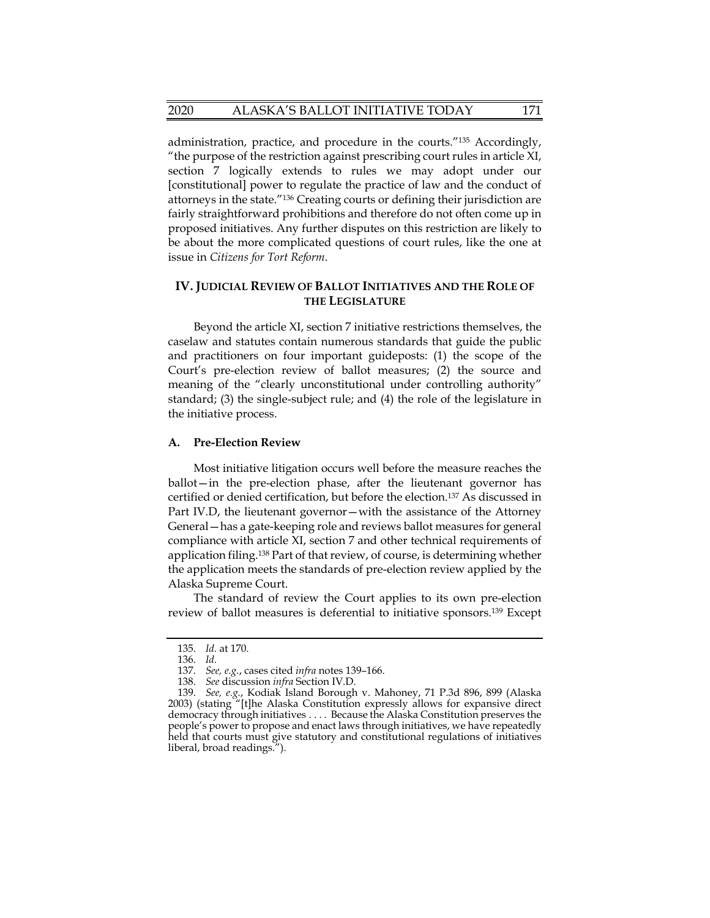administration, practice, and procedure in the courts."[135] Accordingly, "the purpose of the restriction against prescribing court rules in article XI, section 7 logically extends to rules we may adopt under our [constitutional] power to regulate the practice of law and the conduct of attorneys in the state."[136] Creating courts or defining their jurisdiction are fairly straightforward prohibitions and therefore do not often come up in proposed initiatives. Any further disputes on this restriction are likely to be about the more complicated questions of court rules, like the one at issue in *Citizens for Tort Reform*.

## IV. JUDICIAL REVIEW OF BALLOT INITIATIVES AND THE ROLE OF THE LEGISLATURE

Beyond the article XI, section 7 initiative restrictions themselves, the caselaw and statutes contain numerous standards that guide the public and practitioners on four important guideposts: (1) the scope of the Court's pre-election review of ballot measures; (2) the source and meaning of the "clearly unconstitutional under controlling authority" standard; (3) the single-subject rule; and (4) the role of the legislature in the initiative process.

### A. Pre-Election Review

Most initiative litigation occurs well before the measure reaches the ballot—in the pre-election phase, after the lieutenant governor has certified or denied certification, but before the election.[137] As discussed in Part IV.D, the lieutenant governor—with the assistance of the Attorney General—has a gate-keeping role and reviews ballot measures for general compliance with article XI, section 7 and other technical requirements of application filing.[138] Part of that review, of course, is determining whether the application meets the standards of pre-election review applied by the Alaska Supreme Court.

The standard of review the Court applies to its own pre-election review of ballot measures is deferential to initiative sponsors.[139] Except

---

135. *Id.* at 170.

136. *Id.*

137. *See, e.g.*, cases cited *infra* notes 139–166.

138. *See* discussion *infra* Section IV.D.

139. *See, e.g.*, Kodiak Island Borough v. Mahoney, 71 P.3d 896, 899 (Alaska 2003) (stating "[t]he Alaska Constitution expressly allows for expansive direct democracy through initiatives . . . . Because the Alaska Constitution preserves the people's power to propose and enact laws through initiatives, we have repeatedly held that courts must give statutory and constitutional regulations of initiatives liberal, broad readings.").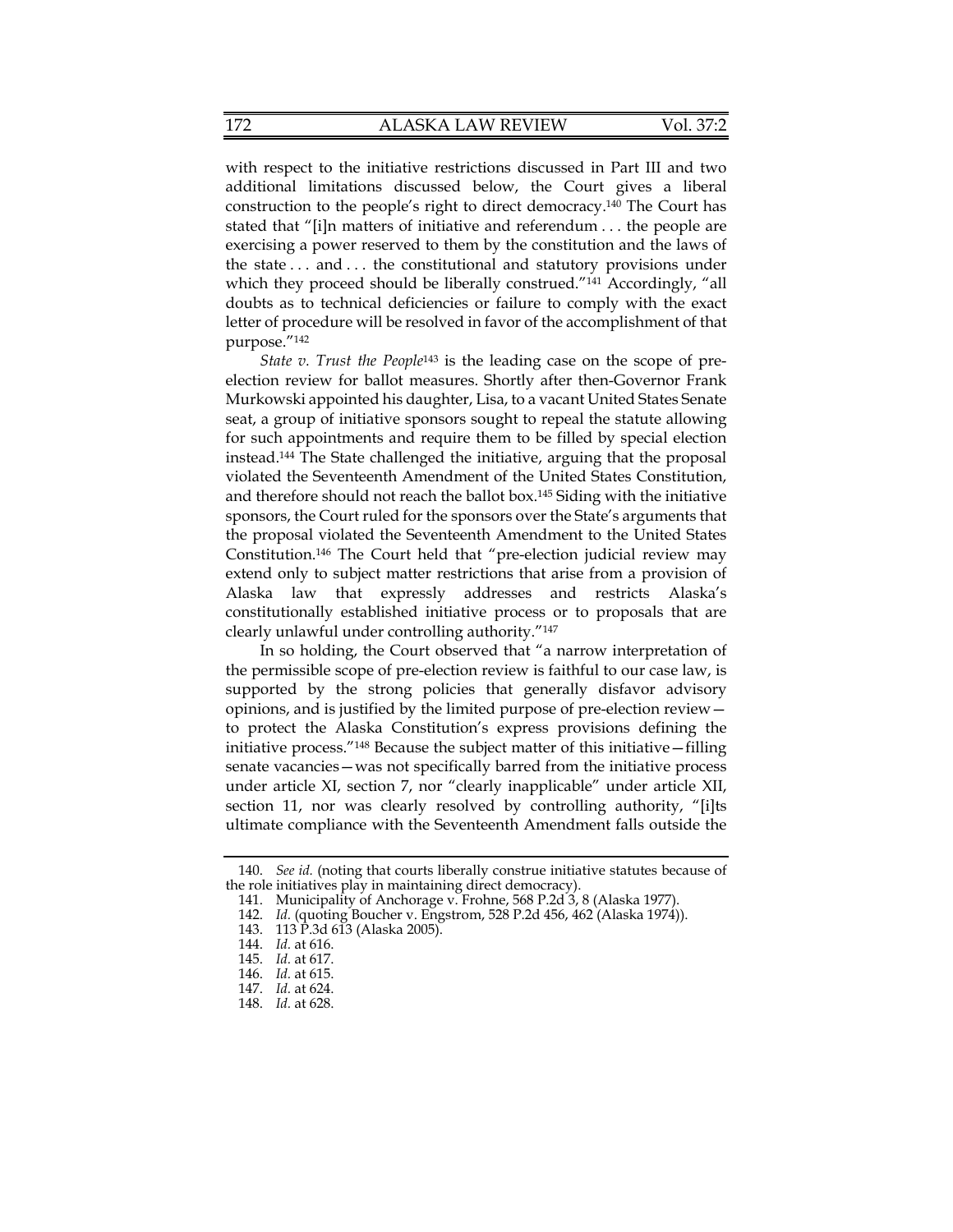with respect to the initiative restrictions discussed in Part III and two additional limitations discussed below, the Court gives a liberal construction to the people's right to direct democracy.[140] The Court has stated that "[i]n matters of initiative and referendum . . . the people are exercising a power reserved to them by the constitution and the laws of the state . . . and . . . the constitutional and statutory provisions under which they proceed should be liberally construed."[141] Accordingly, "all doubts as to technical deficiencies or failure to comply with the exact letter of procedure will be resolved in favor of the accomplishment of that purpose."[142]

*State v. Trust the People*[143] is the leading case on the scope of pre-election review for ballot measures. Shortly after then-Governor Frank Murkowski appointed his daughter, Lisa, to a vacant United States Senate seat, a group of initiative sponsors sought to repeal the statute allowing for such appointments and require them to be filled by special election instead.[144] The State challenged the initiative, arguing that the proposal violated the Seventeenth Amendment of the United States Constitution, and therefore should not reach the ballot box.[145] Siding with the initiative sponsors, the Court ruled for the sponsors over the State's arguments that the proposal violated the Seventeenth Amendment to the United States Constitution.[146] The Court held that "pre-election judicial review may extend only to subject matter restrictions that arise from a provision of Alaska law that expressly addresses and restricts Alaska's constitutionally established initiative process or to proposals that are clearly unlawful under controlling authority."[147]

In so holding, the Court observed that "a narrow interpretation of the permissible scope of pre-election review is faithful to our case law, is supported by the strong policies that generally disfavor advisory opinions, and is justified by the limited purpose of pre-election review—to protect the Alaska Constitution's express provisions defining the initiative process."[148] Because the subject matter of this initiative—filling senate vacancies—was not specifically barred from the initiative process under article XI, section 7, nor "clearly inapplicable" under article XII, section 11, nor was clearly resolved by controlling authority, "[i]ts ultimate compliance with the Seventeenth Amendment falls outside the

140. *See id.* (noting that courts liberally construe initiative statutes because of the role initiatives play in maintaining direct democracy).

141. Municipality of Anchorage v. Frohne, 568 P.2d 3, 8 (Alaska 1977).

142. *Id.* (quoting Boucher v. Engstrom, 528 P.2d 456, 462 (Alaska 1974)).

143. 113 P.3d 613 (Alaska 2005).

144. *Id.* at 616.

145. *Id.* at 617.

146. *Id.* at 615.

147. *Id.* at 624.

148. *Id.* at 628.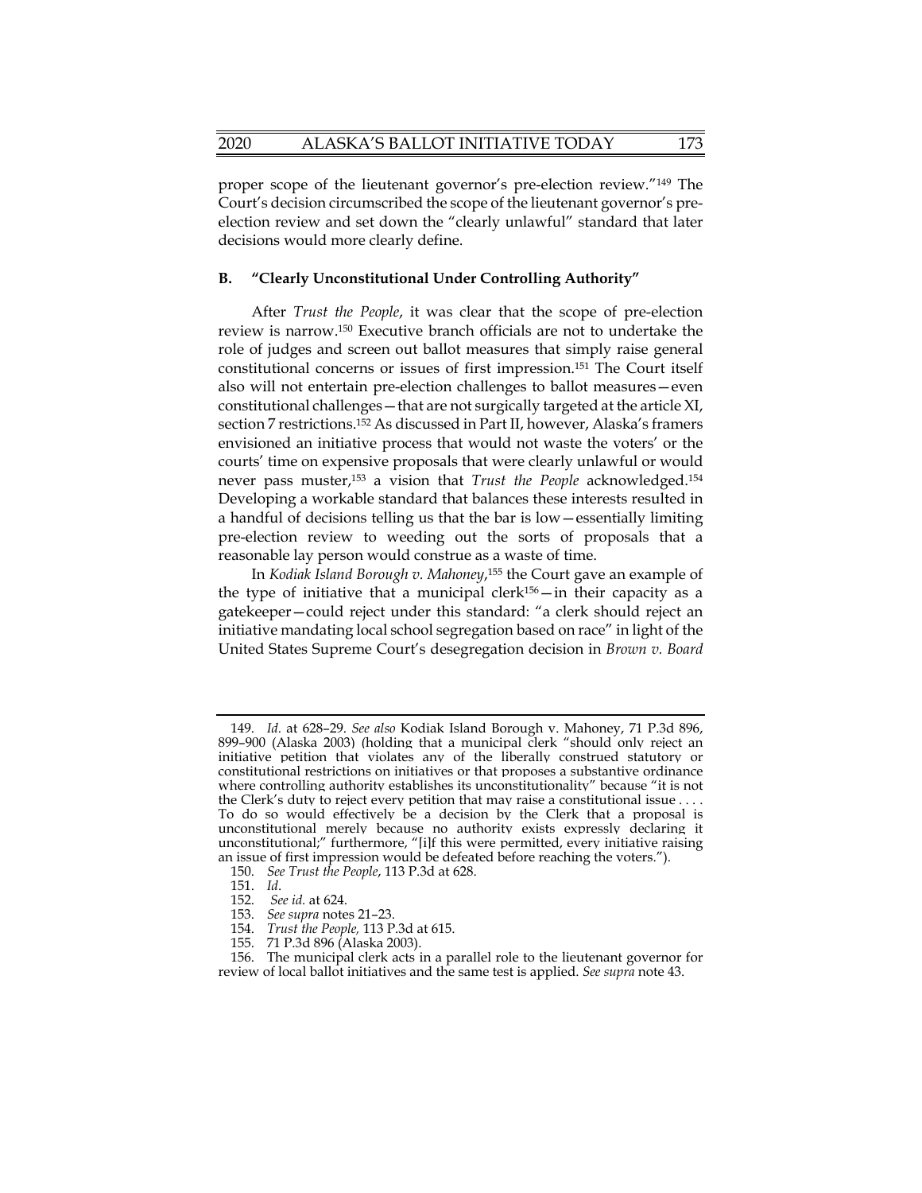proper scope of the lieutenant governor's pre-election review."[149] The Court's decision circumscribed the scope of the lieutenant governor's pre-election review and set down the "clearly unlawful" standard that later decisions would more clearly define.

### B. "Clearly Unconstitutional Under Controlling Authority"

After *Trust the People*, it was clear that the scope of pre-election review is narrow.[150] Executive branch officials are not to undertake the role of judges and screen out ballot measures that simply raise general constitutional concerns or issues of first impression.[151] The Court itself also will not entertain pre-election challenges to ballot measures—even constitutional challenges—that are not surgically targeted at the article XI, section 7 restrictions.[152] As discussed in Part II, however, Alaska's framers envisioned an initiative process that would not waste the voters' or the courts' time on expensive proposals that were clearly unlawful or would never pass muster,[153] a vision that *Trust the People* acknowledged.[154] Developing a workable standard that balances these interests resulted in a handful of decisions telling us that the bar is low—essentially limiting pre-election review to weeding out the sorts of proposals that a reasonable lay person would construe as a waste of time.

In *Kodiak Island Borough v. Mahoney*,[155] the Court gave an example of the type of initiative that a municipal clerk[156]—in their capacity as a gatekeeper—could reject under this standard: "a clerk should reject an initiative mandating local school segregation based on race" in light of the United States Supreme Court's desegregation decision in *Brown v. Board*

---

149. *Id.* at 628–29. *See also* Kodiak Island Borough v. Mahoney, 71 P.3d 896, 899–900 (Alaska 2003) (holding that a municipal clerk "should only reject an initiative petition that violates any of the liberally construed statutory or constitutional restrictions on initiatives or that proposes a substantive ordinance where controlling authority establishes its unconstitutionality" because "it is not the Clerk's duty to reject every petition that may raise a constitutional issue . . . . To do so would effectively be a decision by the Clerk that a proposal is unconstitutional merely because no authority exists expressly declaring it unconstitutional;" furthermore, "[i]f this were permitted, every initiative raising an issue of first impression would be defeated before reaching the voters.").

150. *See Trust the People*, 113 P.3d at 628.

151. *Id*.

152. *See id.* at 624.

153. *See supra* notes 21–23.

154. *Trust the People,* 113 P.3d at 615.

155. 71 P.3d 896 (Alaska 2003).

156. The municipal clerk acts in a parallel role to the lieutenant governor for review of local ballot initiatives and the same test is applied. *See supra* note 43.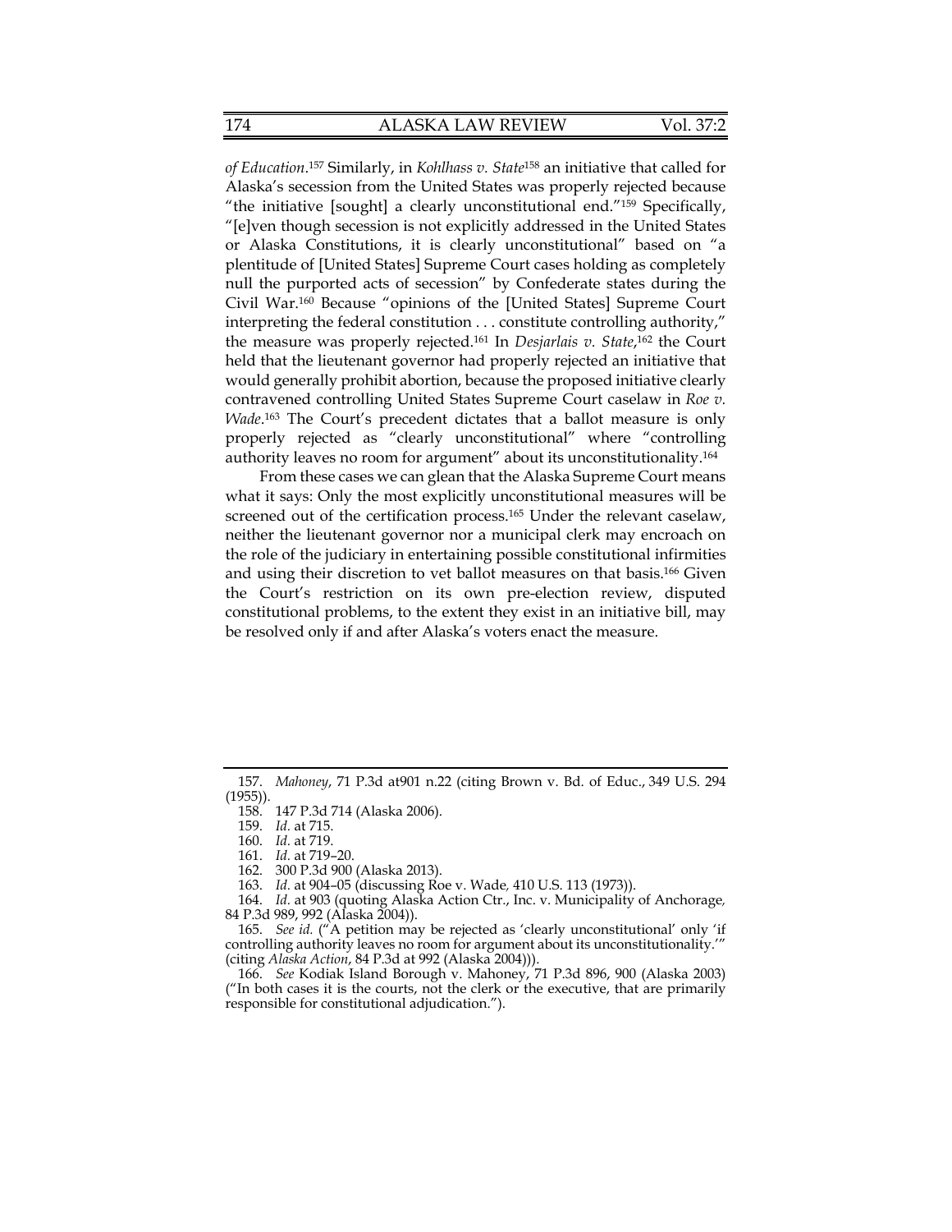*of Education*.[157] Similarly, in *Kohlhass v. State*[158] an initiative that called for Alaska's secession from the United States was properly rejected because "the initiative [sought] a clearly unconstitutional end."[159] Specifically, "[e]ven though secession is not explicitly addressed in the United States or Alaska Constitutions, it is clearly unconstitutional" based on "a plentitude of [United States] Supreme Court cases holding as completely null the purported acts of secession" by Confederate states during the Civil War.[160] Because "opinions of the [United States] Supreme Court interpreting the federal constitution . . . constitute controlling authority," the measure was properly rejected.[161] In *Desjarlais v. State*,[162] the Court held that the lieutenant governor had properly rejected an initiative that would generally prohibit abortion, because the proposed initiative clearly contravened controlling United States Supreme Court caselaw in *Roe v. Wade*.[163] The Court's precedent dictates that a ballot measure is only properly rejected as "clearly unconstitutional" where "controlling authority leaves no room for argument" about its unconstitutionality.[164]

From these cases we can glean that the Alaska Supreme Court means what it says: Only the most explicitly unconstitutional measures will be screened out of the certification process.[165] Under the relevant caselaw, neither the lieutenant governor nor a municipal clerk may encroach on the role of the judiciary in entertaining possible constitutional infirmities and using their discretion to vet ballot measures on that basis.[166] Given the Court's restriction on its own pre-election review, disputed constitutional problems, to the extent they exist in an initiative bill, may be resolved only if and after Alaska's voters enact the measure.

---

157. *Mahoney*, 71 P.3d at901 n.22 (citing Brown v. Bd. of Educ., 349 U.S. 294 (1955)).

158. 147 P.3d 714 (Alaska 2006).

159. *Id.* at 715.

160. *Id.* at 719.

161. *Id.* at 719–20.

162. 300 P.3d 900 (Alaska 2013).

163. *Id.* at 904–05 (discussing Roe v. Wade, 410 U.S. 113 (1973)).

164. *Id.* at 903 (quoting Alaska Action Ctr., Inc. v. Municipality of Anchorage, 84 P.3d 989, 992 (Alaska 2004)).

165. *See id.* ("A petition may be rejected as 'clearly unconstitutional' only 'if controlling authority leaves no room for argument about its unconstitutionality.'" (citing *Alaska Action*, 84 P.3d at 992 (Alaska 2004))).

166. *See* Kodiak Island Borough v. Mahoney, 71 P.3d 896, 900 (Alaska 2003) ("In both cases it is the courts, not the clerk or the executive, that are primarily responsible for constitutional adjudication.").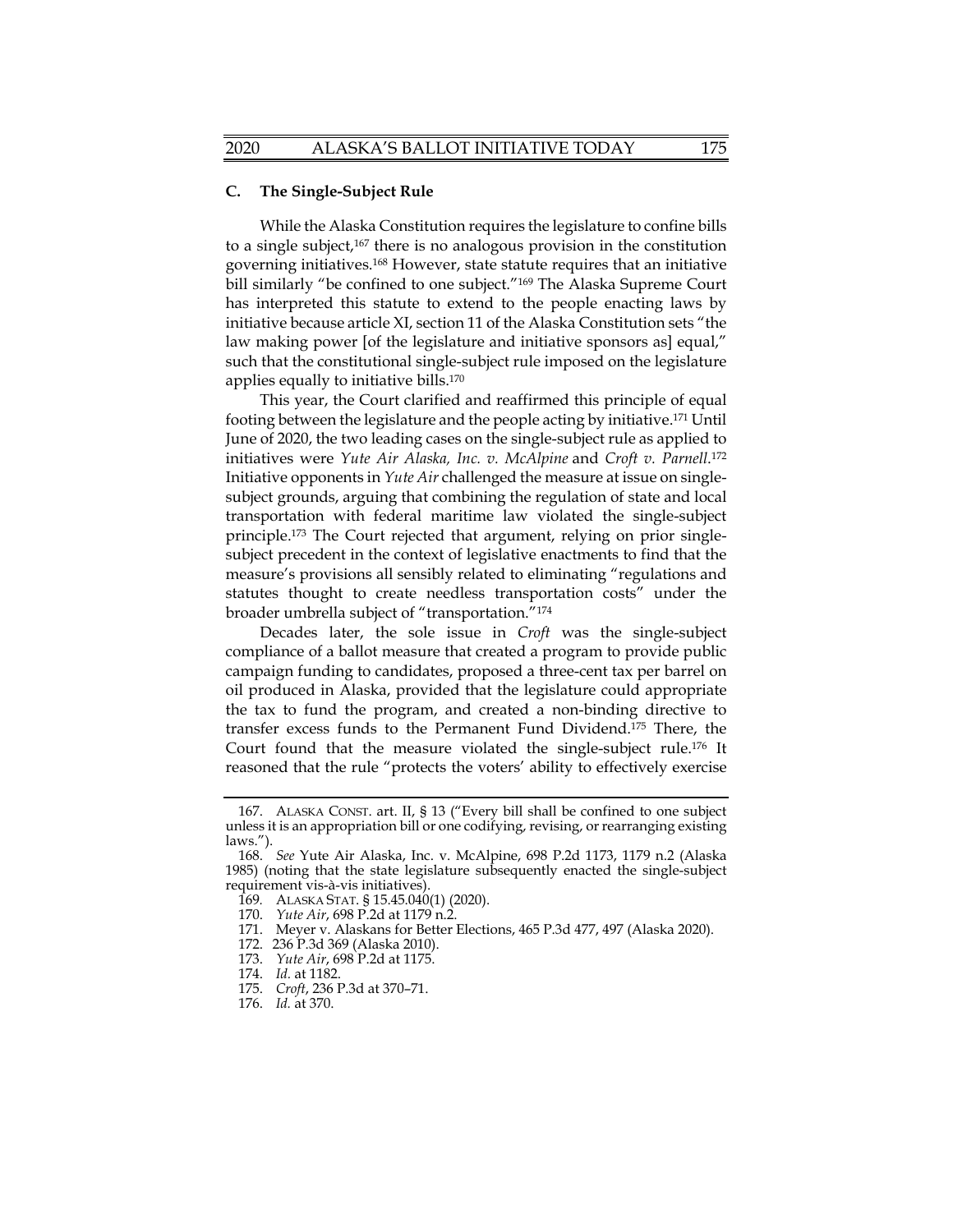### C. The Single-Subject Rule

While the Alaska Constitution requires the legislature to confine bills to a single subject,[167] there is no analogous provision in the constitution governing initiatives.[168] However, state statute requires that an initiative bill similarly "be confined to one subject."[169] The Alaska Supreme Court has interpreted this statute to extend to the people enacting laws by initiative because article XI, section 11 of the Alaska Constitution sets "the law making power [of the legislature and initiative sponsors as] equal," such that the constitutional single-subject rule imposed on the legislature applies equally to initiative bills.[170]

This year, the Court clarified and reaffirmed this principle of equal footing between the legislature and the people acting by initiative.[171] Until June of 2020, the two leading cases on the single-subject rule as applied to initiatives were *Yute Air Alaska, Inc. v. McAlpine* and *Croft v. Parnell*.[172] Initiative opponents in *Yute Air* challenged the measure at issue on single-subject grounds, arguing that combining the regulation of state and local transportation with federal maritime law violated the single-subject principle.[173] The Court rejected that argument, relying on prior single-subject precedent in the context of legislative enactments to find that the measure's provisions all sensibly related to eliminating "regulations and statutes thought to create needless transportation costs" under the broader umbrella subject of "transportation."[174]

Decades later, the sole issue in *Croft* was the single-subject compliance of a ballot measure that created a program to provide public campaign funding to candidates, proposed a three-cent tax per barrel on oil produced in Alaska, provided that the legislature could appropriate the tax to fund the program, and created a non-binding directive to transfer excess funds to the Permanent Fund Dividend.[175] There, the Court found that the measure violated the single-subject rule.[176] It reasoned that the rule "protects the voters' ability to effectively exercise

---

167. ALASKA CONST. art. II, § 13 ("Every bill shall be confined to one subject unless it is an appropriation bill or one codifying, revising, or rearranging existing laws.").

168. *See* Yute Air Alaska, Inc. v. McAlpine, 698 P.2d 1173, 1179 n.2 (Alaska 1985) (noting that the state legislature subsequently enacted the single-subject requirement vis-à-vis initiatives).

169. ALASKA STAT. § 15.45.040(1) (2020).

170. *Yute Air*, 698 P.2d at 1179 n.2.

171. Meyer v. Alaskans for Better Elections, 465 P.3d 477, 497 (Alaska 2020).

172. 236 P.3d 369 (Alaska 2010).

173. *Yute Air*, 698 P.2d at 1175.

174. *Id.* at 1182.

175. *Croft*, 236 P.3d at 370–71.

176. *Id.* at 370.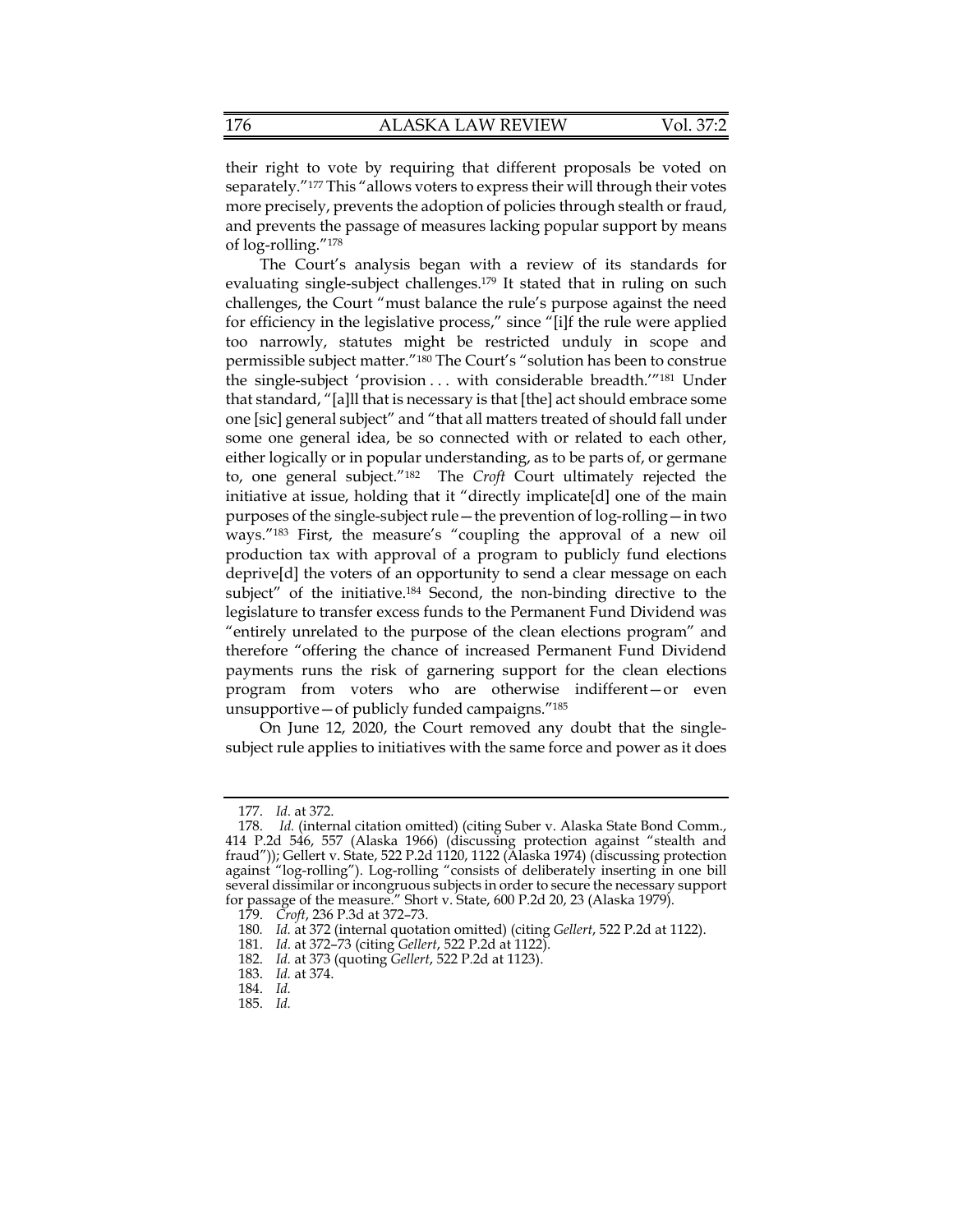their right to vote by requiring that different proposals be voted on separately."[177] This "allows voters to express their will through their votes more precisely, prevents the adoption of policies through stealth or fraud, and prevents the passage of measures lacking popular support by means of log-rolling."[178]

The Court's analysis began with a review of its standards for evaluating single-subject challenges.[179] It stated that in ruling on such challenges, the Court "must balance the rule's purpose against the need for efficiency in the legislative process," since "[i]f the rule were applied too narrowly, statutes might be restricted unduly in scope and permissible subject matter."[180] The Court's "solution has been to construe the single-subject 'provision . . . with considerable breadth.'"[181] Under that standard, "[a]ll that is necessary is that [the] act should embrace some one [sic] general subject" and "that all matters treated of should fall under some one general idea, be so connected with or related to each other, either logically or in popular understanding, as to be parts of, or germane to, one general subject."[182] The *Croft* Court ultimately rejected the initiative at issue, holding that it "directly implicate[d] one of the main purposes of the single-subject rule—the prevention of log-rolling—in two ways."[183] First, the measure's "coupling the approval of a new oil production tax with approval of a program to publicly fund elections deprive[d] the voters of an opportunity to send a clear message on each subject" of the initiative.[184] Second, the non-binding directive to the legislature to transfer excess funds to the Permanent Fund Dividend was "entirely unrelated to the purpose of the clean elections program" and therefore "offering the chance of increased Permanent Fund Dividend payments runs the risk of garnering support for the clean elections program from voters who are otherwise indifferent—or even unsupportive—of publicly funded campaigns."[185]

On June 12, 2020, the Court removed any doubt that the single-subject rule applies to initiatives with the same force and power as it does

---

177. *Id.* at 372.

178. *Id.* (internal citation omitted) (citing Suber v. Alaska State Bond Comm., 414 P.2d 546, 557 (Alaska 1966) (discussing protection against "stealth and fraud")); Gellert v. State, 522 P.2d 1120, 1122 (Alaska 1974) (discussing protection against "log-rolling"). Log-rolling "consists of deliberately inserting in one bill several dissimilar or incongruous subjects in order to secure the necessary support for passage of the measure." Short v. State, 600 P.2d 20, 23 (Alaska 1979).

179. *Croft*, 236 P.3d at 372–73.

180. *Id.* at 372 (internal quotation omitted) (citing *Gellert*, 522 P.2d at 1122).

181. *Id.* at 372–73 (citing *Gellert*, 522 P.2d at 1122).

182. *Id.* at 373 (quoting *Gellert*, 522 P.2d at 1123).

183. *Id.* at 374.

184. *Id.*

185. *Id.*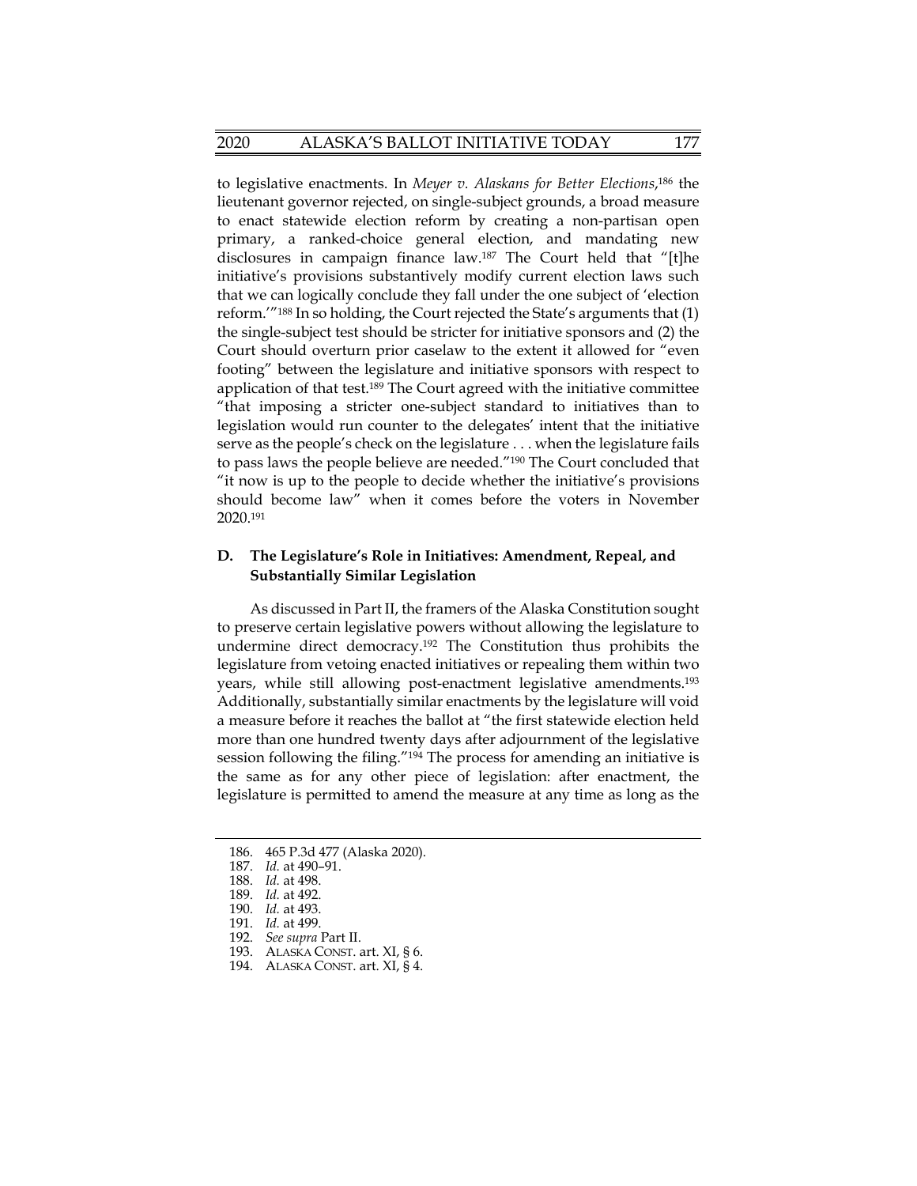to legislative enactments. In *Meyer v. Alaskans for Better Elections*,[186] the lieutenant governor rejected, on single-subject grounds, a broad measure to enact statewide election reform by creating a non-partisan open primary, a ranked-choice general election, and mandating new disclosures in campaign finance law.[187] The Court held that "[t]he initiative's provisions substantively modify current election laws such that we can logically conclude they fall under the one subject of 'election reform.'"[188] In so holding, the Court rejected the State's arguments that (1) the single-subject test should be stricter for initiative sponsors and (2) the Court should overturn prior caselaw to the extent it allowed for "even footing" between the legislature and initiative sponsors with respect to application of that test.[189] The Court agreed with the initiative committee "that imposing a stricter one-subject standard to initiatives than to legislation would run counter to the delegates' intent that the initiative serve as the people's check on the legislature . . . when the legislature fails to pass laws the people believe are needed."[190] The Court concluded that "it now is up to the people to decide whether the initiative's provisions should become law" when it comes before the voters in November 2020.[191]

### D. The Legislature's Role in Initiatives: Amendment, Repeal, and Substantially Similar Legislation

As discussed in Part II, the framers of the Alaska Constitution sought to preserve certain legislative powers without allowing the legislature to undermine direct democracy.[192] The Constitution thus prohibits the legislature from vetoing enacted initiatives or repealing them within two years, while still allowing post-enactment legislative amendments.[193] Additionally, substantially similar enactments by the legislature will void a measure before it reaches the ballot at "the first statewide election held more than one hundred twenty days after adjournment of the legislative session following the filing."[194] The process for amending an initiative is the same as for any other piece of legislation: after enactment, the legislature is permitted to amend the measure at any time as long as the

---

186. 465 P.3d 477 (Alaska 2020).
187. *Id.* at 490–91.
188. *Id.* at 498.
189. *Id.* at 492.
190. *Id.* at 493.
191. *Id.* at 499.
192. *See supra* Part II.
193. ALASKA CONST. art. XI, § 6.
194. ALASKA CONST. art. XI, § 4.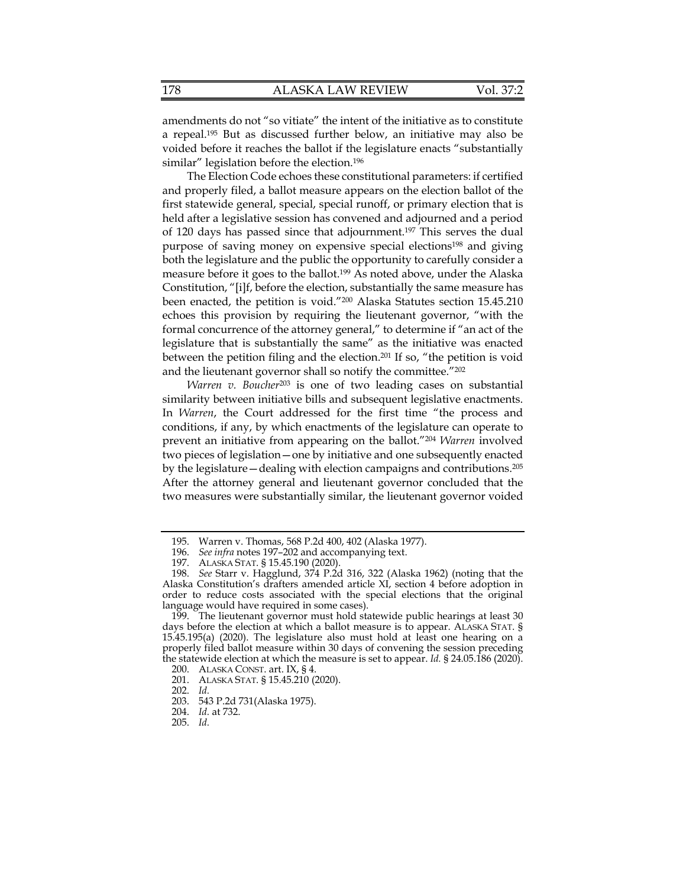amendments do not "so vitiate" the intent of the initiative as to constitute a repeal.[195] But as discussed further below, an initiative may also be voided before it reaches the ballot if the legislature enacts "substantially similar" legislation before the election.[196]

The Election Code echoes these constitutional parameters: if certified and properly filed, a ballot measure appears on the election ballot of the first statewide general, special, special runoff, or primary election that is held after a legislative session has convened and adjourned and a period of 120 days has passed since that adjournment.[197] This serves the dual purpose of saving money on expensive special elections[198] and giving both the legislature and the public the opportunity to carefully consider a measure before it goes to the ballot.[199] As noted above, under the Alaska Constitution, "[i]f, before the election, substantially the same measure has been enacted, the petition is void."[200] Alaska Statutes section 15.45.210 echoes this provision by requiring the lieutenant governor, "with the formal concurrence of the attorney general," to determine if "an act of the legislature that is substantially the same" as the initiative was enacted between the petition filing and the election.[201] If so, "the petition is void and the lieutenant governor shall so notify the committee."[202]

*Warren v. Boucher*[203] is one of two leading cases on substantial similarity between initiative bills and subsequent legislative enactments. In *Warren*, the Court addressed for the first time "the process and conditions, if any, by which enactments of the legislature can operate to prevent an initiative from appearing on the ballot."[204] *Warren* involved two pieces of legislation—one by initiative and one subsequently enacted by the legislature—dealing with election campaigns and contributions.[205] After the attorney general and lieutenant governor concluded that the two measures were substantially similar, the lieutenant governor voided

---

195. Warren v. Thomas, 568 P.2d 400, 402 (Alaska 1977).

196. *See infra* notes 197–202 and accompanying text.

197. ALASKA STAT. § 15.45.190 (2020).

198. *See* Starr v. Hagglund, 374 P.2d 316, 322 (Alaska 1962) (noting that the Alaska Constitution's drafters amended article XI, section 4 before adoption in order to reduce costs associated with the special elections that the original language would have required in some cases).

199. The lieutenant governor must hold statewide public hearings at least 30 days before the election at which a ballot measure is to appear. ALASKA STAT. § 15.45.195(a) (2020). The legislature also must hold at least one hearing on a properly filed ballot measure within 30 days of convening the session preceding the statewide election at which the measure is set to appear. *Id.* § 24.05.186 (2020).

200. ALASKA CONST. art. IX, § 4.

201. ALASKA STAT. § 15.45.210 (2020).

202. *Id.*

203. 543 P.2d 731(Alaska 1975).

204. *Id.* at 732.

205. *Id.*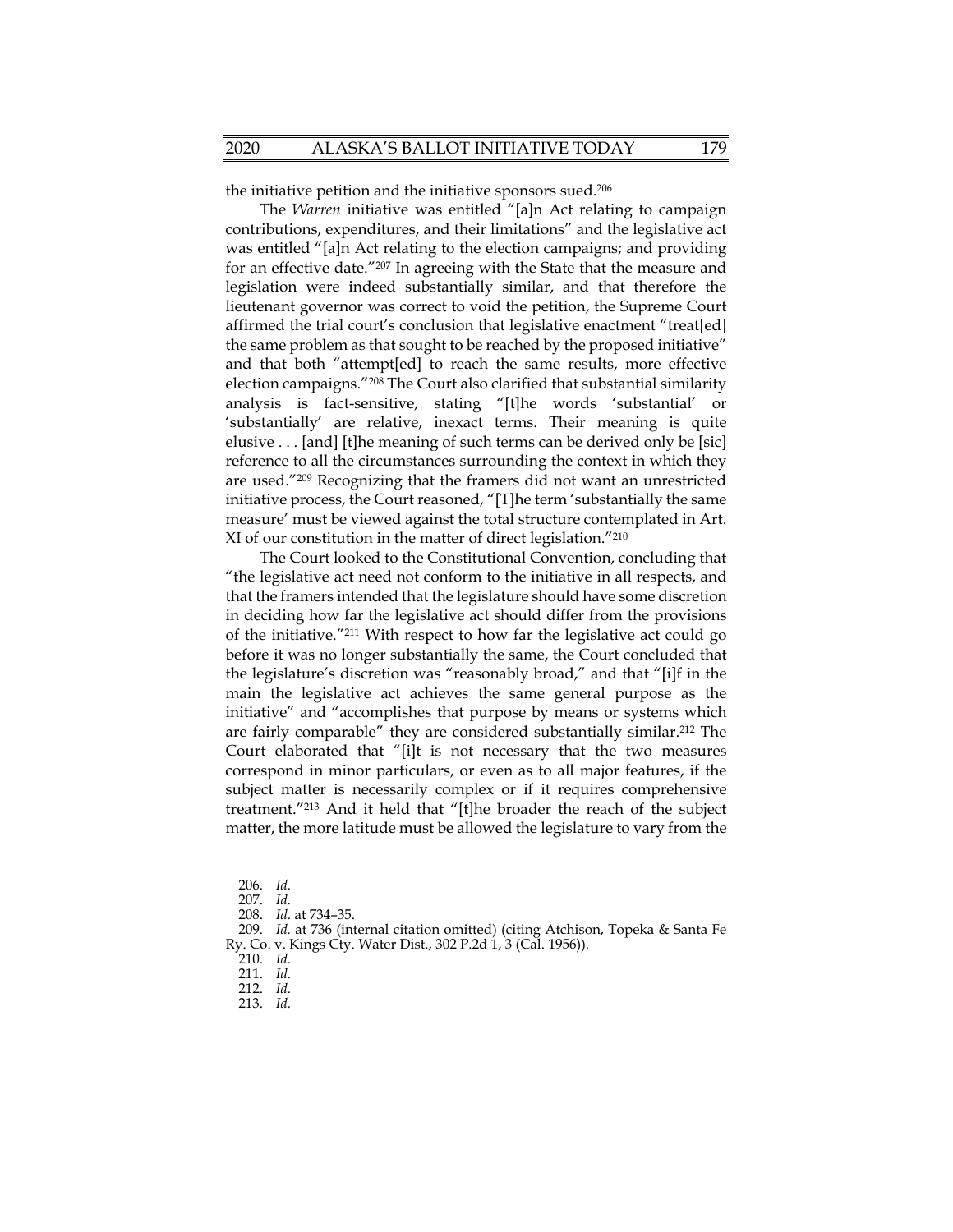the initiative petition and the initiative sponsors sued.[206]

The *Warren* initiative was entitled "[a]n Act relating to campaign contributions, expenditures, and their limitations" and the legislative act was entitled "[a]n Act relating to the election campaigns; and providing for an effective date."[207] In agreeing with the State that the measure and legislation were indeed substantially similar, and that therefore the lieutenant governor was correct to void the petition, the Supreme Court affirmed the trial court's conclusion that legislative enactment "treat[ed] the same problem as that sought to be reached by the proposed initiative" and that both "attempt[ed] to reach the same results, more effective election campaigns."[208] The Court also clarified that substantial similarity analysis is fact-sensitive, stating "[t]he words 'substantial' or 'substantially' are relative, inexact terms. Their meaning is quite elusive . . . [and] [t]he meaning of such terms can be derived only be [sic] reference to all the circumstances surrounding the context in which they are used."[209] Recognizing that the framers did not want an unrestricted initiative process, the Court reasoned, "[T]he term 'substantially the same measure' must be viewed against the total structure contemplated in Art. XI of our constitution in the matter of direct legislation."[210]

The Court looked to the Constitutional Convention, concluding that "the legislative act need not conform to the initiative in all respects, and that the framers intended that the legislature should have some discretion in deciding how far the legislative act should differ from the provisions of the initiative."[211] With respect to how far the legislative act could go before it was no longer substantially the same, the Court concluded that the legislature's discretion was "reasonably broad," and that "[i]f in the main the legislative act achieves the same general purpose as the initiative" and "accomplishes that purpose by means or systems which are fairly comparable" they are considered substantially similar.[212] The Court elaborated that "[i]t is not necessary that the two measures correspond in minor particulars, or even as to all major features, if the subject matter is necessarily complex or if it requires comprehensive treatment."[213] And it held that "[t]he broader the reach of the subject matter, the more latitude must be allowed the legislature to vary from the

---

206. *Id.*

207. *Id.*

208. *Id.* at 734–35.

209. *Id.* at 736 (internal citation omitted) (citing Atchison, Topeka & Santa Fe Ry. Co. v. Kings Cty. Water Dist., 302 P.2d 1, 3 (Cal. 1956)).

210. *Id.*

211. *Id.*

212. *Id.*

213. *Id.*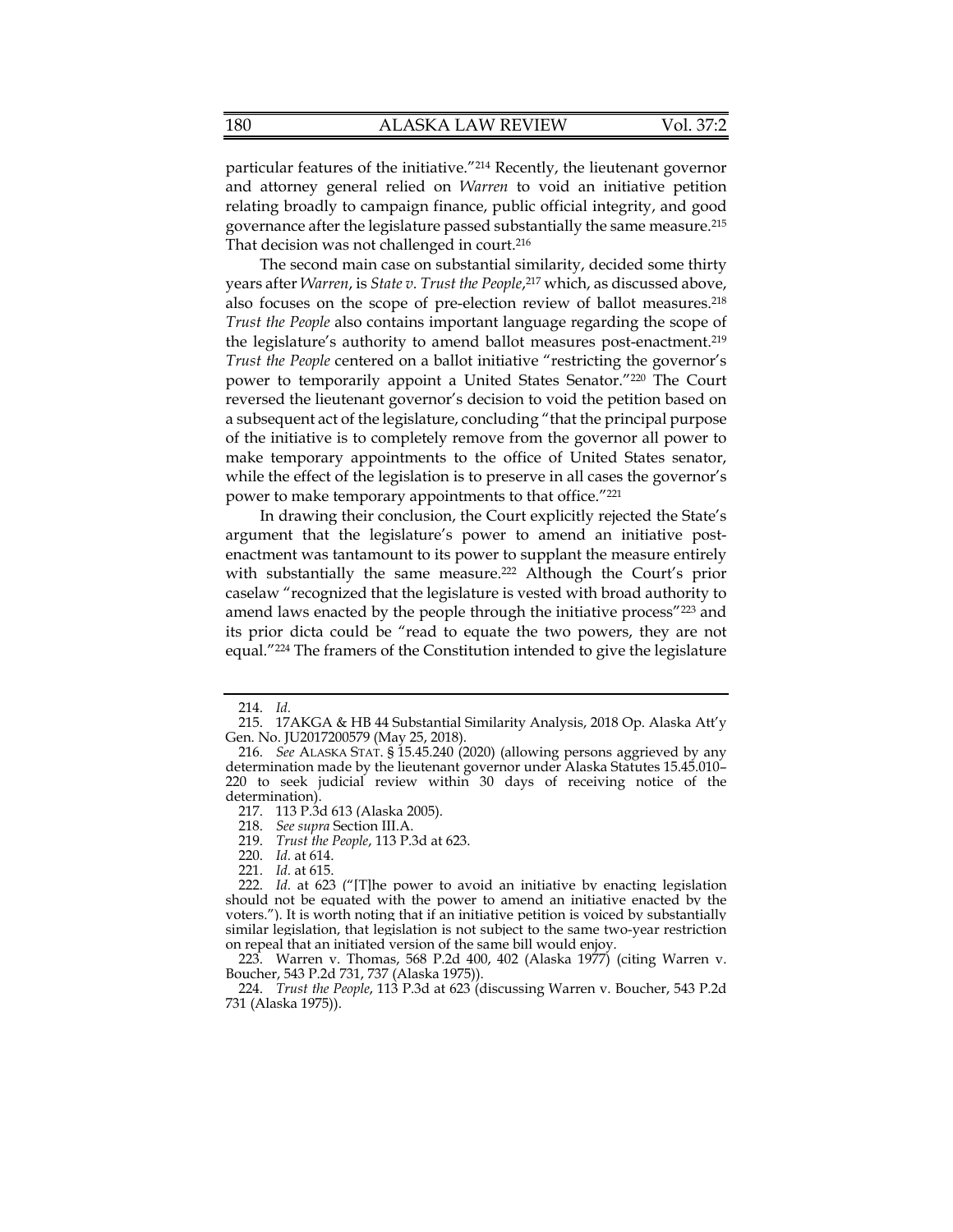particular features of the initiative."[214] Recently, the lieutenant governor and attorney general relied on *Warren* to void an initiative petition relating broadly to campaign finance, public official integrity, and good governance after the legislature passed substantially the same measure.[215] That decision was not challenged in court.[216]

The second main case on substantial similarity, decided some thirty years after *Warren*, is *State v. Trust the People*,[217] which, as discussed above, also focuses on the scope of pre-election review of ballot measures.[218] *Trust the People* also contains important language regarding the scope of the legislature's authority to amend ballot measures post-enactment.[219] *Trust the People* centered on a ballot initiative "restricting the governor's power to temporarily appoint a United States Senator."[220] The Court reversed the lieutenant governor's decision to void the petition based on a subsequent act of the legislature, concluding "that the principal purpose of the initiative is to completely remove from the governor all power to make temporary appointments to the office of United States senator, while the effect of the legislation is to preserve in all cases the governor's power to make temporary appointments to that office."[221]

In drawing their conclusion, the Court explicitly rejected the State's argument that the legislature's power to amend an initiative post-enactment was tantamount to its power to supplant the measure entirely with substantially the same measure.[222] Although the Court's prior caselaw "recognized that the legislature is vested with broad authority to amend laws enacted by the people through the initiative process"[223] and its prior dicta could be "read to equate the two powers, they are not equal."[224] The framers of the Constitution intended to give the legislature

---

214. *Id.*

215. 17AKGA & HB 44 Substantial Similarity Analysis, 2018 Op. Alaska Att'y Gen. No. JU2017200579 (May 25, 2018).

216. *See* ALASKA STAT. § 15.45.240 (2020) (allowing persons aggrieved by any determination made by the lieutenant governor under Alaska Statutes 15.45.010–220 to seek judicial review within 30 days of receiving notice of the determination).

217. 113 P.3d 613 (Alaska 2005).

218. *See supra* Section III.A.

219. *Trust the People*, 113 P.3d at 623.

220. *Id.* at 614.

221. *Id.* at 615.

222. *Id.* at 623 ("[T]he power to avoid an initiative by enacting legislation should not be equated with the power to amend an initiative enacted by the voters."). It is worth noting that if an initiative petition is voiced by substantially similar legislation, that legislation is not subject to the same two-year restriction on repeal that an initiated version of the same bill would enjoy.

223. Warren v. Thomas, 568 P.2d 400, 402 (Alaska 1977) (citing Warren v. Boucher, 543 P.2d 731, 737 (Alaska 1975)).

224. *Trust the People*, 113 P.3d at 623 (discussing Warren v. Boucher, 543 P.2d 731 (Alaska 1975)).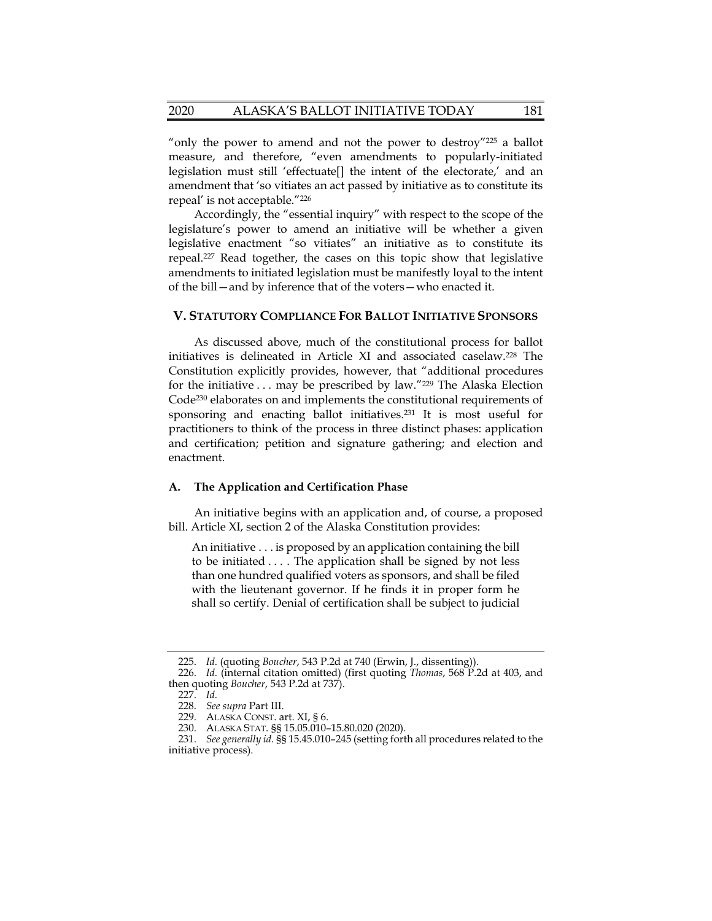"only the power to amend and not the power to destroy"[225] a ballot measure, and therefore, "even amendments to popularly-initiated legislation must still 'effectuate[] the intent of the electorate,' and an amendment that 'so vitiates an act passed by initiative as to constitute its repeal' is not acceptable."[226]

Accordingly, the "essential inquiry" with respect to the scope of the legislature's power to amend an initiative will be whether a given legislative enactment "so vitiates" an initiative as to constitute its repeal.[227] Read together, the cases on this topic show that legislative amendments to initiated legislation must be manifestly loyal to the intent of the bill—and by inference that of the voters—who enacted it.

## V. STATUTORY COMPLIANCE FOR BALLOT INITIATIVE SPONSORS

As discussed above, much of the constitutional process for ballot initiatives is delineated in Article XI and associated caselaw.[228] The Constitution explicitly provides, however, that "additional procedures for the initiative . . . may be prescribed by law."[229] The Alaska Election Code[230] elaborates on and implements the constitutional requirements of sponsoring and enacting ballot initiatives.[231] It is most useful for practitioners to think of the process in three distinct phases: application and certification; petition and signature gathering; and election and enactment.

### A. The Application and Certification Phase

An initiative begins with an application and, of course, a proposed bill. Article XI, section 2 of the Alaska Constitution provides:

> An initiative . . . is proposed by an application containing the bill to be initiated . . . . The application shall be signed by not less than one hundred qualified voters as sponsors, and shall be filed with the lieutenant governor. If he finds it in proper form he shall so certify. Denial of certification shall be subject to judicial

---

225. *Id.* (quoting *Boucher*, 543 P.2d at 740 (Erwin, J., dissenting)).

226. *Id.* (internal citation omitted) (first quoting *Thomas*, 568 P.2d at 403, and then quoting *Boucher*, 543 P.2d at 737).

227. *Id.*

228. *See supra* Part III.

229. ALASKA CONST. art. XI, § 6.

230. ALASKA STAT. §§ 15.05.010–15.80.020 (2020).

231. *See generally id.* §§ 15.45.010–245 (setting forth all procedures related to the initiative process).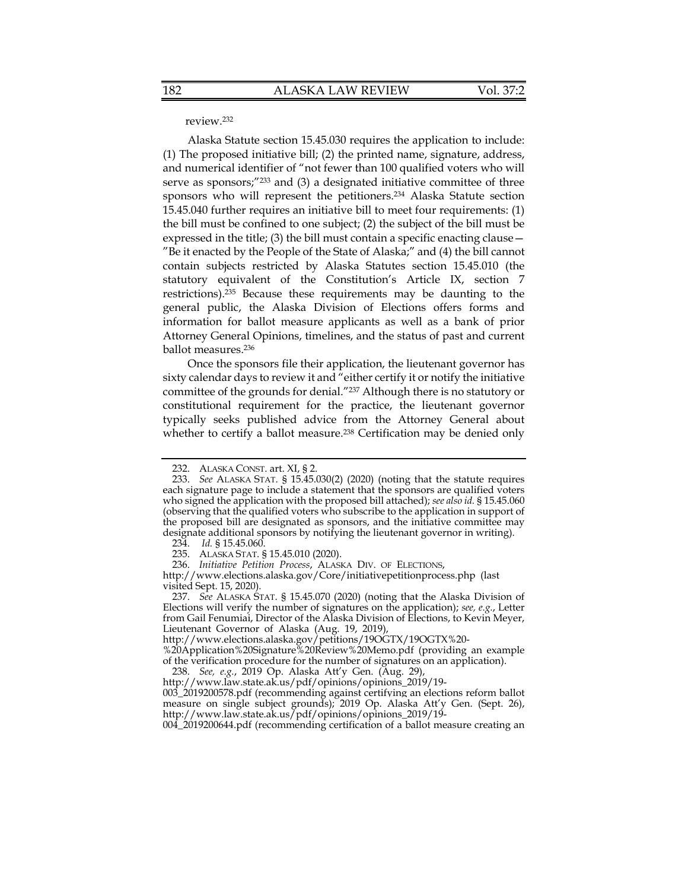review.[232]

Alaska Statute section 15.45.030 requires the application to include: (1) The proposed initiative bill; (2) the printed name, signature, address, and numerical identifier of "not fewer than 100 qualified voters who will serve as sponsors;"[233] and (3) a designated initiative committee of three sponsors who will represent the petitioners.[234] Alaska Statute section 15.45.040 further requires an initiative bill to meet four requirements: (1) the bill must be confined to one subject; (2) the subject of the bill must be expressed in the title; (3) the bill must contain a specific enacting clause—"Be it enacted by the People of the State of Alaska;" and (4) the bill cannot contain subjects restricted by Alaska Statutes section 15.45.010 (the statutory equivalent of the Constitution's Article IX, section 7 restrictions).[235] Because these requirements may be daunting to the general public, the Alaska Division of Elections offers forms and information for ballot measure applicants as well as a bank of prior Attorney General Opinions, timelines, and the status of past and current ballot measures.[236]

Once the sponsors file their application, the lieutenant governor has sixty calendar days to review it and "either certify it or notify the initiative committee of the grounds for denial."[237] Although there is no statutory or constitutional requirement for the practice, the lieutenant governor typically seeks published advice from the Attorney General about whether to certify a ballot measure.[238] Certification may be denied only

---

232. ALASKA CONST. art. XI, § 2.

233. *See* ALASKA STAT. § 15.45.030(2) (2020) (noting that the statute requires each signature page to include a statement that the sponsors are qualified voters who signed the application with the proposed bill attached); *see also id.* § 15.45.060 (observing that the qualified voters who subscribe to the application in support of the proposed bill are designated as sponsors, and the initiative committee may designate additional sponsors by notifying the lieutenant governor in writing).

234. *Id.* § 15.45.060.

235. ALASKA STAT. § 15.45.010 (2020).

236. *Initiative Petition Process*, ALASKA DIV. OF ELECTIONS, http://www.elections.alaska.gov/Core/initiativepetitionprocess.php (last visited Sept. 15, 2020).

237. *See* ALASKA STAT. § 15.45.070 (2020) (noting that the Alaska Division of Elections will verify the number of signatures on the application); *see, e.g.*, Letter from Gail Fenumiai, Director of the Alaska Division of Elections, to Kevin Meyer, Lieutenant Governor of Alaska (Aug. 19, 2019), http://www.elections.alaska.gov/petitions/19OGTX/19OGTX%20-%20Application%20Signature%20Review%20Memo.pdf (providing an example of the verification procedure for the number of signatures on an application).

238. *See, e.g.*, 2019 Op. Alaska Att'y Gen. (Aug. 29), http://www.law.state.ak.us/pdf/opinions/opinions_2019/19-003_2019200578.pdf (recommending against certifying an elections reform ballot measure on single subject grounds); 2019 Op. Alaska Att'y Gen. (Sept. 26), http://www.law.state.ak.us/pdf/opinions/opinions_2019/19-004_2019200644.pdf (recommending certification of a ballot measure creating an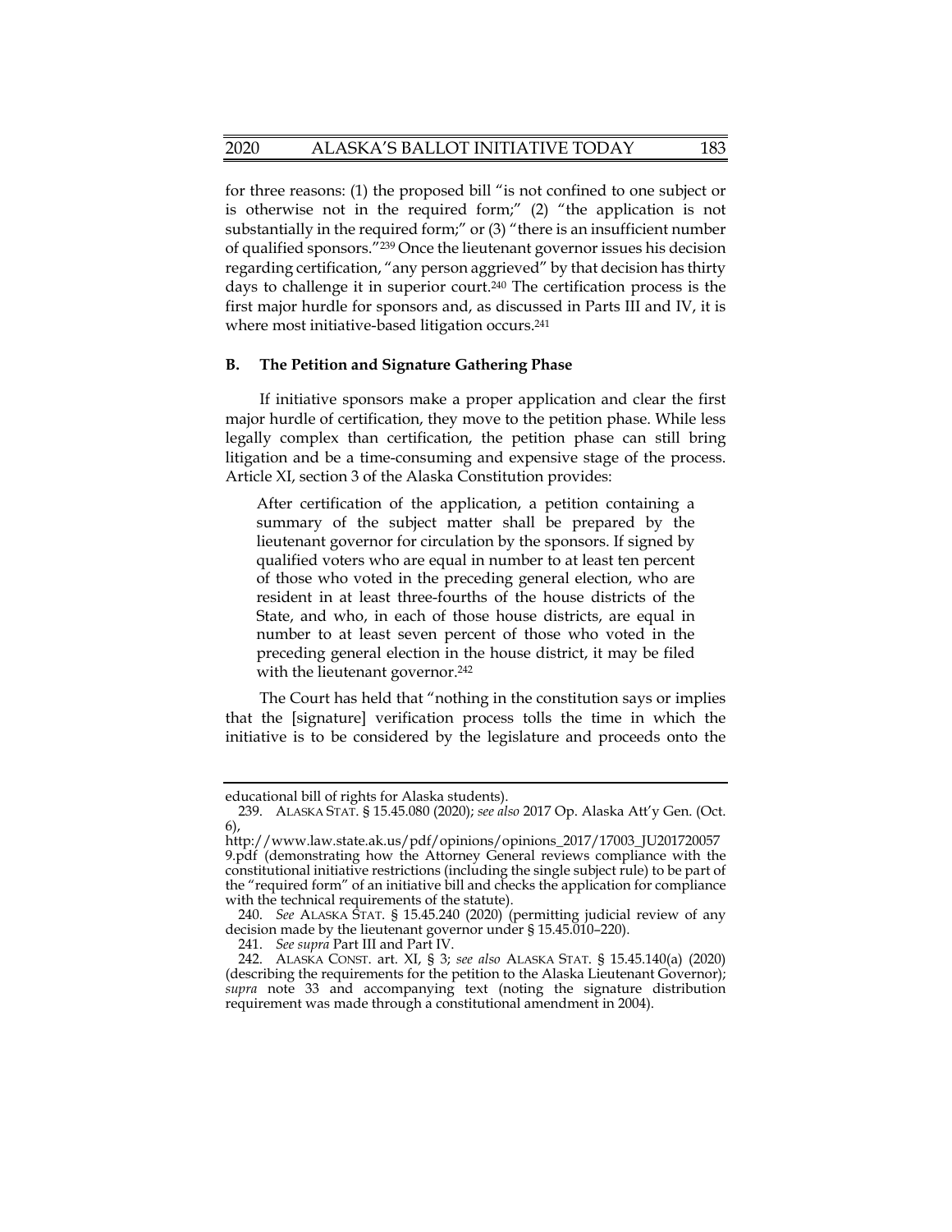for three reasons: (1) the proposed bill "is not confined to one subject or is otherwise not in the required form;" (2) "the application is not substantially in the required form;" or (3) "there is an insufficient number of qualified sponsors."[239] Once the lieutenant governor issues his decision regarding certification, "any person aggrieved" by that decision has thirty days to challenge it in superior court.[240] The certification process is the first major hurdle for sponsors and, as discussed in Parts III and IV, it is where most initiative-based litigation occurs.[241]

### B. The Petition and Signature Gathering Phase

If initiative sponsors make a proper application and clear the first major hurdle of certification, they move to the petition phase. While less legally complex than certification, the petition phase can still bring litigation and be a time-consuming and expensive stage of the process. Article XI, section 3 of the Alaska Constitution provides:

> After certification of the application, a petition containing a summary of the subject matter shall be prepared by the lieutenant governor for circulation by the sponsors. If signed by qualified voters who are equal in number to at least ten percent of those who voted in the preceding general election, who are resident in at least three-fourths of the house districts of the State, and who, in each of those house districts, are equal in number to at least seven percent of those who voted in the preceding general election in the house district, it may be filed with the lieutenant governor.[242]

The Court has held that "nothing in the constitution says or implies that the [signature] verification process tolls the time in which the initiative is to be considered by the legislature and proceeds onto the

---

educational bill of rights for Alaska students).

239. ALASKA STAT. § 15.45.080 (2020); *see also* 2017 Op. Alaska Att'y Gen. (Oct. 6), http://www.law.state.ak.us/pdf/opinions/opinions_2017/17003_JU201720057 9.pdf (demonstrating how the Attorney General reviews compliance with the constitutional initiative restrictions (including the single subject rule) to be part of the "required form" of an initiative bill and checks the application for compliance with the technical requirements of the statute).

240. *See* ALASKA STAT. § 15.45.240 (2020) (permitting judicial review of any decision made by the lieutenant governor under § 15.45.010–220).

241. *See supra* Part III and Part IV.

242. ALASKA CONST. art. XI, § 3; *see also* ALASKA STAT. § 15.45.140(a) (2020) (describing the requirements for the petition to the Alaska Lieutenant Governor); *supra* note 33 and accompanying text (noting the signature distribution requirement was made through a constitutional amendment in 2004).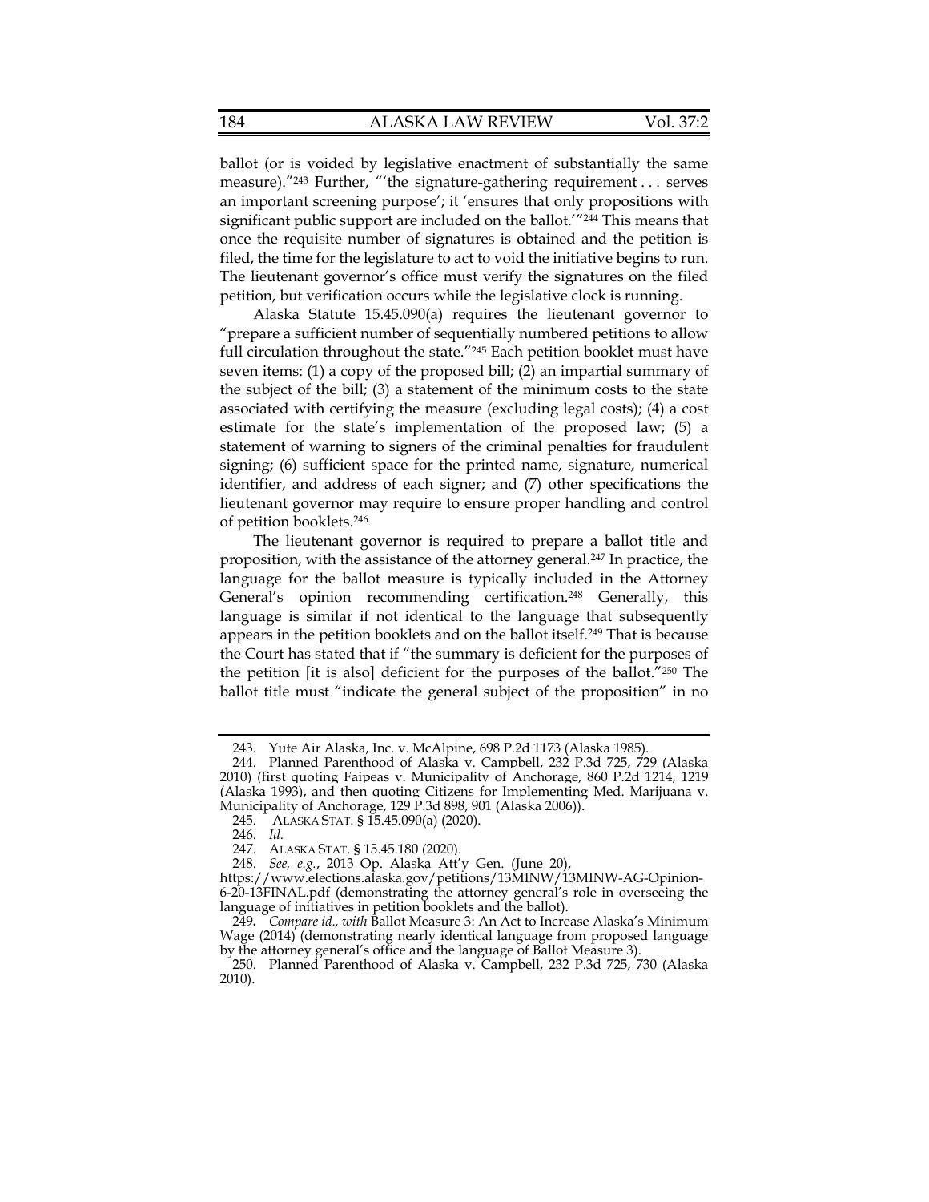ballot (or is voided by legislative enactment of substantially the same measure)."[243] Further, "'the signature-gathering requirement . . . serves an important screening purpose'; it 'ensures that only propositions with significant public support are included on the ballot.'"[244] This means that once the requisite number of signatures is obtained and the petition is filed, the time for the legislature to act to void the initiative begins to run. The lieutenant governor's office must verify the signatures on the filed petition, but verification occurs while the legislative clock is running.

Alaska Statute 15.45.090(a) requires the lieutenant governor to "prepare a sufficient number of sequentially numbered petitions to allow full circulation throughout the state."[245] Each petition booklet must have seven items: (1) a copy of the proposed bill; (2) an impartial summary of the subject of the bill; (3) a statement of the minimum costs to the state associated with certifying the measure (excluding legal costs); (4) a cost estimate for the state's implementation of the proposed law; (5) a statement of warning to signers of the criminal penalties for fraudulent signing; (6) sufficient space for the printed name, signature, numerical identifier, and address of each signer; and (7) other specifications the lieutenant governor may require to ensure proper handling and control of petition booklets.[246]

The lieutenant governor is required to prepare a ballot title and proposition, with the assistance of the attorney general.[247] In practice, the language for the ballot measure is typically included in the Attorney General's opinion recommending certification.[248] Generally, this language is similar if not identical to the language that subsequently appears in the petition booklets and on the ballot itself.[249] That is because the Court has stated that if "the summary is deficient for the purposes of the petition [it is also] deficient for the purposes of the ballot."[250] The ballot title must "indicate the general subject of the proposition" in no

---

243. Yute Air Alaska, Inc. v. McAlpine, 698 P.2d 1173 (Alaska 1985).

244. Planned Parenthood of Alaska v. Campbell, 232 P.3d 725, 729 (Alaska 2010) (first quoting Faipeas v. Municipality of Anchorage, 860 P.2d 1214, 1219 (Alaska 1993), and then quoting Citizens for Implementing Med. Marijuana v. Municipality of Anchorage, 129 P.3d 898, 901 (Alaska 2006)).

245. ALASKA STAT. § 15.45.090(a) (2020).

246. *Id.*

247. ALASKA STAT. § 15.45.180 (2020).

248. *See, e.g.*, 2013 Op. Alaska Att'y Gen. (June 20), https://www.elections.alaska.gov/petitions/13MINW/13MINW-AG-Opinion-6-20-13FINAL.pdf (demonstrating the attorney general's role in overseeing the language of initiatives in petition booklets and the ballot).

249. *Compare id., with* Ballot Measure 3: An Act to Increase Alaska's Minimum Wage (2014) (demonstrating nearly identical language from proposed language by the attorney general's office and the language of Ballot Measure 3).

250. Planned Parenthood of Alaska v. Campbell, 232 P.3d 725, 730 (Alaska 2010).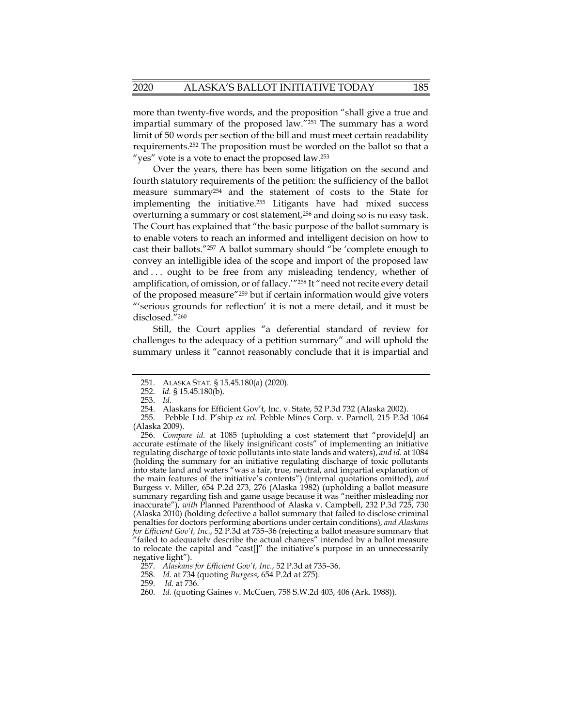more than twenty-five words, and the proposition "shall give a true and impartial summary of the proposed law."[251] The summary has a word limit of 50 words per section of the bill and must meet certain readability requirements.[252] The proposition must be worded on the ballot so that a "yes" vote is a vote to enact the proposed law.[253]

Over the years, there has been some litigation on the second and fourth statutory requirements of the petition: the sufficiency of the ballot measure summary[254] and the statement of costs to the State for implementing the initiative.[255] Litigants have had mixed success overturning a summary or cost statement,[256] and doing so is no easy task. The Court has explained that "the basic purpose of the ballot summary is to enable voters to reach an informed and intelligent decision on how to cast their ballots."[257] A ballot summary should "be 'complete enough to convey an intelligible idea of the scope and import of the proposed law and . . . ought to be free from any misleading tendency, whether of amplification, of omission, or of fallacy.'"[258] It "need not recite every detail of the proposed measure"[259] but if certain information would give voters "'serious grounds for reflection' it is not a mere detail, and it must be disclosed."[260]

Still, the Court applies "a deferential standard of review for challenges to the adequacy of a petition summary" and will uphold the summary unless it "cannot reasonably conclude that it is impartial and

---

251. ALASKA STAT. § 15.45.180(a) (2020).

252. *Id.* § 15.45.180(b).

253. *Id.*

254. Alaskans for Efficient Gov't, Inc. v. State, 52 P.3d 732 (Alaska 2002).

255. Pebble Ltd. P'ship *ex rel.* Pebble Mines Corp. v. Parnell, 215 P.3d 1064 (Alaska 2009).

256. *Compare id.* at 1085 (upholding a cost statement that "provide[d] an accurate estimate of the likely insignificant costs" of implementing an initiative regulating discharge of toxic pollutants into state lands and waters), *and id.* at 1084 (holding the summary for an initiative regulating discharge of toxic pollutants into state land and waters "was a fair, true, neutral, and impartial explanation of the main features of the initiative's contents") (internal quotations omitted), *and* Burgess v. Miller, 654 P.2d 273, 276 (Alaska 1982) (upholding a ballot measure summary regarding fish and game usage because it was "neither misleading nor inaccurate"), *with* Planned Parenthood of Alaska v. Campbell, 232 P.3d 725, 730 (Alaska 2010) (holding defective a ballot summary that failed to disclose criminal penalties for doctors performing abortions under certain conditions), *and Alaskans for Efficient Gov't, Inc.*, 52 P.3d at 735–36 (rejecting a ballot measure summary that "failed to adequately describe the actual changes" intended by a ballot measure to relocate the capital and "cast[]" the initiative's purpose in an unnecessarily negative light").

257. *Alaskans for Efficient Gov't, Inc.*, 52 P.3d at 735–36.

258. *Id.* at 734 (quoting *Burgess*, 654 P.2d at 275).

259. *Id.* at 736.

260. *Id.* (quoting Gaines v. McCuen, 758 S.W.2d 403, 406 (Ark. 1988)).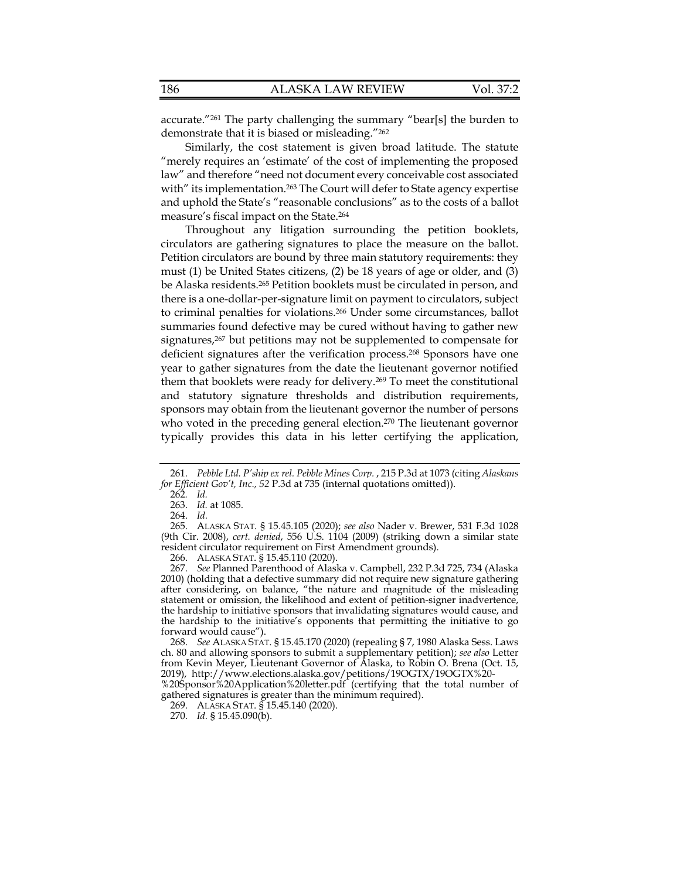accurate."[261] The party challenging the summary "bear[s] the burden to demonstrate that it is biased or misleading."[262]

Similarly, the cost statement is given broad latitude. The statute "merely requires an 'estimate' of the cost of implementing the proposed law" and therefore "need not document every conceivable cost associated with" its implementation.[263] The Court will defer to State agency expertise and uphold the State's "reasonable conclusions" as to the costs of a ballot measure's fiscal impact on the State.[264]

Throughout any litigation surrounding the petition booklets, circulators are gathering signatures to place the measure on the ballot. Petition circulators are bound by three main statutory requirements: they must (1) be United States citizens, (2) be 18 years of age or older, and (3) be Alaska residents.[265] Petition booklets must be circulated in person, and there is a one-dollar-per-signature limit on payment to circulators, subject to criminal penalties for violations.[266] Under some circumstances, ballot summaries found defective may be cured without having to gather new signatures,[267] but petitions may not be supplemented to compensate for deficient signatures after the verification process.[268] Sponsors have one year to gather signatures from the date the lieutenant governor notified them that booklets were ready for delivery.[269] To meet the constitutional and statutory signature thresholds and distribution requirements, sponsors may obtain from the lieutenant governor the number of persons who voted in the preceding general election.[270] The lieutenant governor typically provides this data in his letter certifying the application,

---

261. *Pebble Ltd. P'ship ex rel. Pebble Mines Corp.* , 215 P.3d at 1073 (citing *Alaskans for Efficient Gov't, Inc., 52* P.3d at 735 (internal quotations omitted)).

262. *Id.*

263. *Id.* at 1085.

264. *Id.*

265. ALASKA STAT. § 15.45.105 (2020); *see also* Nader v. Brewer, 531 F.3d 1028 (9th Cir. 2008), *cert. denied*, 556 U.S. 1104 (2009) (striking down a similar state resident circulator requirement on First Amendment grounds).

266. ALASKA STAT. § 15.45.110 (2020).

267. *See* Planned Parenthood of Alaska v. Campbell, 232 P.3d 725, 734 (Alaska 2010) (holding that a defective summary did not require new signature gathering after considering, on balance, "the nature and magnitude of the misleading statement or omission, the likelihood and extent of petition-signer inadvertence, the hardship to initiative sponsors that invalidating signatures would cause, and the hardship to the initiative's opponents that permitting the initiative to go forward would cause").

268. *See* ALASKA STAT. § 15.45.170 (2020) (repealing § 7, 1980 Alaska Sess. Laws ch. 80 and allowing sponsors to submit a supplementary petition); *see also* Letter from Kevin Meyer, Lieutenant Governor of Alaska, to Robin O. Brena (Oct. 15, 2019), http://www.elections.alaska.gov/petitions/19OGTX/19OGTX%20-%20Sponsor%20Application%20letter.pdf (certifying that the total number of gathered signatures is greater than the minimum required).

269. ALASKA STAT. § 15.45.140 (2020).

270. *Id.* § 15.45.090(b).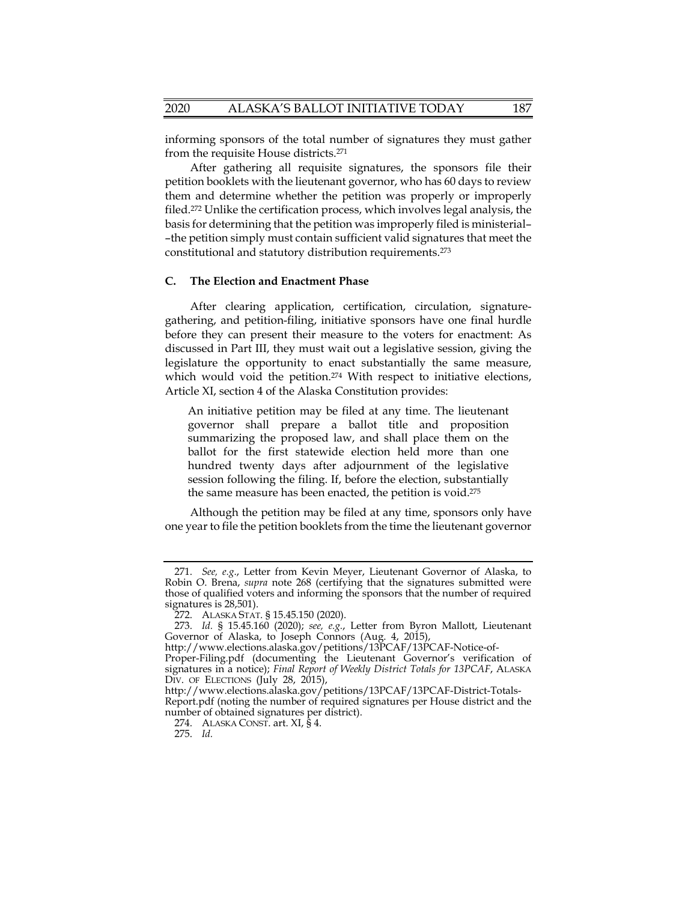informing sponsors of the total number of signatures they must gather from the requisite House districts.[271]

After gathering all requisite signatures, the sponsors file their petition booklets with the lieutenant governor, who has 60 days to review them and determine whether the petition was properly or improperly filed.[272] Unlike the certification process, which involves legal analysis, the basis for determining that the petition was improperly filed is ministerial––the petition simply must contain sufficient valid signatures that meet the constitutional and statutory distribution requirements.[273]

### C. The Election and Enactment Phase

After clearing application, certification, circulation, signature-gathering, and petition-filing, initiative sponsors have one final hurdle before they can present their measure to the voters for enactment: As discussed in Part III, they must wait out a legislative session, giving the legislature the opportunity to enact substantially the same measure, which would void the petition.[274] With respect to initiative elections, Article XI, section 4 of the Alaska Constitution provides:

> An initiative petition may be filed at any time. The lieutenant governor shall prepare a ballot title and proposition summarizing the proposed law, and shall place them on the ballot for the first statewide election held more than one hundred twenty days after adjournment of the legislative session following the filing. If, before the election, substantially the same measure has been enacted, the petition is void.[275]

Although the petition may be filed at any time, sponsors only have one year to file the petition booklets from the time the lieutenant governor

---

271. *See, e.g.*, Letter from Kevin Meyer, Lieutenant Governor of Alaska, to Robin O. Brena, *supra* note 268 (certifying that the signatures submitted were those of qualified voters and informing the sponsors that the number of required signatures is 28,501).

272. ALASKA STAT. § 15.45.150 (2020).

273. *Id.* § 15.45.160 (2020); *see, e.g.*, Letter from Byron Mallott, Lieutenant Governor of Alaska, to Joseph Connors (Aug. 4, 2015), http://www.elections.alaska.gov/petitions/13PCAF/13PCAF-Notice-of-Proper-Filing.pdf (documenting the Lieutenant Governor's verification of signatures in a notice); *Final Report of Weekly District Totals for 13PCAF*, ALASKA DIV. OF ELECTIONS (July 28, 2015), http://www.elections.alaska.gov/petitions/13PCAF/13PCAF-District-Totals-Report.pdf (noting the number of required signatures per House district and the number of obtained signatures per district).

274. ALASKA CONST. art. XI, § 4.

275. *Id.*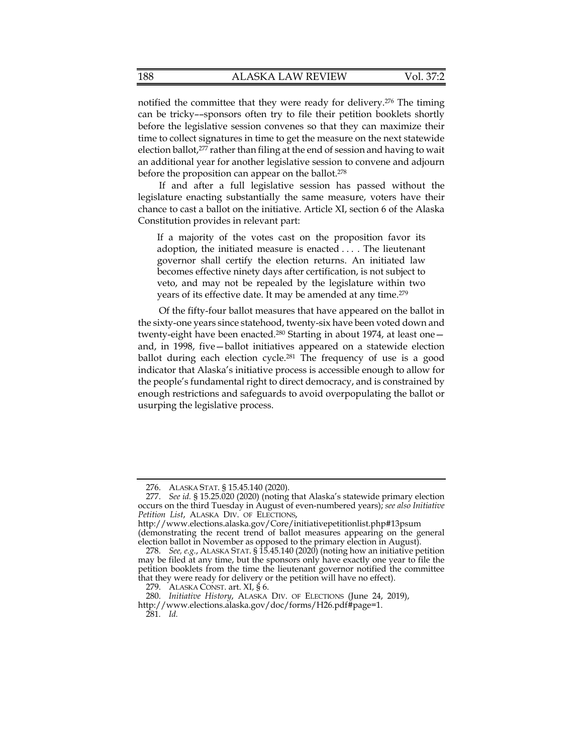notified the committee that they were ready for delivery.[276] The timing can be tricky––sponsors often try to file their petition booklets shortly before the legislative session convenes so that they can maximize their time to collect signatures in time to get the measure on the next statewide election ballot,[277] rather than filing at the end of session and having to wait an additional year for another legislative session to convene and adjourn before the proposition can appear on the ballot.[278]

If and after a full legislative session has passed without the legislature enacting substantially the same measure, voters have their chance to cast a ballot on the initiative. Article XI, section 6 of the Alaska Constitution provides in relevant part:

> If a majority of the votes cast on the proposition favor its adoption, the initiated measure is enacted . . . . The lieutenant governor shall certify the election returns. An initiated law becomes effective ninety days after certification, is not subject to veto, and may not be repealed by the legislature within two years of its effective date. It may be amended at any time.[279]

Of the fifty-four ballot measures that have appeared on the ballot in the sixty-one years since statehood, twenty-six have been voted down and twenty-eight have been enacted.[280] Starting in about 1974, at least one—and, in 1998, five—ballot initiatives appeared on a statewide election ballot during each election cycle.[281] The frequency of use is a good indicator that Alaska's initiative process is accessible enough to allow for the people's fundamental right to direct democracy, and is constrained by enough restrictions and safeguards to avoid overpopulating the ballot or usurping the legislative process.

---

276. ALASKA STAT. § 15.45.140 (2020).

277. *See id.* § 15.25.020 (2020) (noting that Alaska's statewide primary election occurs on the third Tuesday in August of even-numbered years); *see also Initiative Petition List*, ALASKA DIV. OF ELECTIONS, http://www.elections.alaska.gov/Core/initiativepetitionlist.php#13psum (demonstrating the recent trend of ballot measures appearing on the general election ballot in November as opposed to the primary election in August).

278. *See, e.g.*, ALASKA STAT. § 15.45.140 (2020) (noting how an initiative petition may be filed at any time, but the sponsors only have exactly one year to file the petition booklets from the time the lieutenant governor notified the committee that they were ready for delivery or the petition will have no effect).

279. ALASKA CONST. art. XI, § 6.

280. *Initiative History*, ALASKA DIV. OF ELECTIONS (June 24, 2019), http://www.elections.alaska.gov/doc/forms/H26.pdf#page=1.

281. *Id.*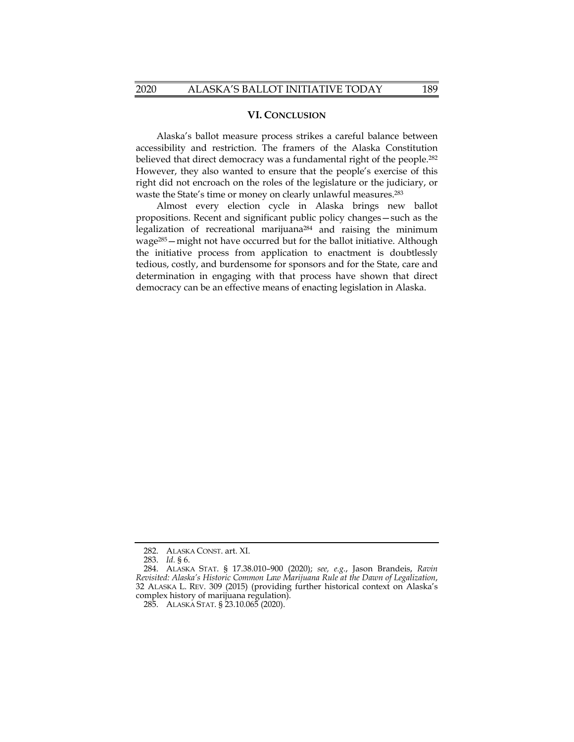## VI. CONCLUSION

Alaska's ballot measure process strikes a careful balance between accessibility and restriction. The framers of the Alaska Constitution believed that direct democracy was a fundamental right of the people.[282] However, they also wanted to ensure that the people's exercise of this right did not encroach on the roles of the legislature or the judiciary, or waste the State's time or money on clearly unlawful measures.[283]

Almost every election cycle in Alaska brings new ballot propositions. Recent and significant public policy changes—such as the legalization of recreational marijuana[284] and raising the minimum wage[285]—might not have occurred but for the ballot initiative. Although the initiative process from application to enactment is doubtlessly tedious, costly, and burdensome for sponsors and for the State, care and determination in engaging with that process have shown that direct democracy can be an effective means of enacting legislation in Alaska.

---

282. ALASKA CONST. art. XI.

283. *Id.* § 6.

284. ALASKA STAT. § 17.38.010–900 (2020); *see, e.g.*, Jason Brandeis, *Ravin Revisited: Alaska's Historic Common Law Marijuana Rule at the Dawn of Legalization*, 32 ALASKA L. REV. 309 (2015) (providing further historical context on Alaska's complex history of marijuana regulation).

285. ALASKA STAT. § 23.10.065 (2020).